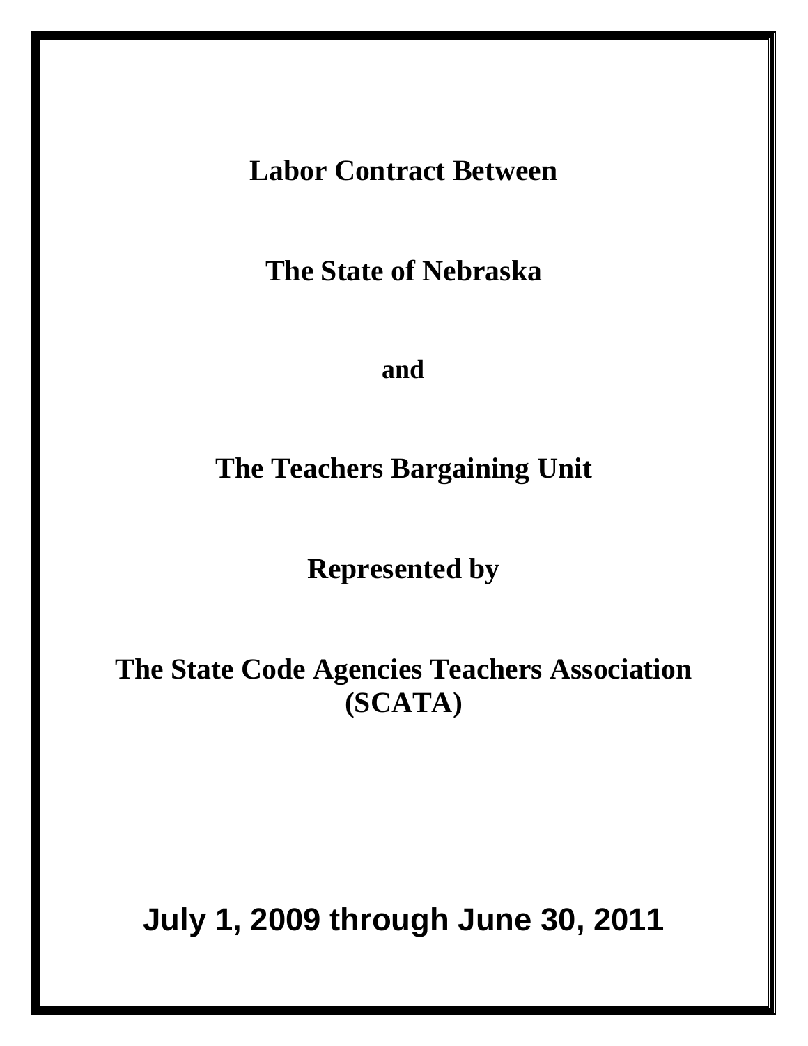# Labor Contract Between

# The State of Nebraska

**and**

# The Teachers Bargaining Unit

# Represented by

# The State Code Agencies Teachers Association (SCATA)

# July 1, 2009 through June 30, 2011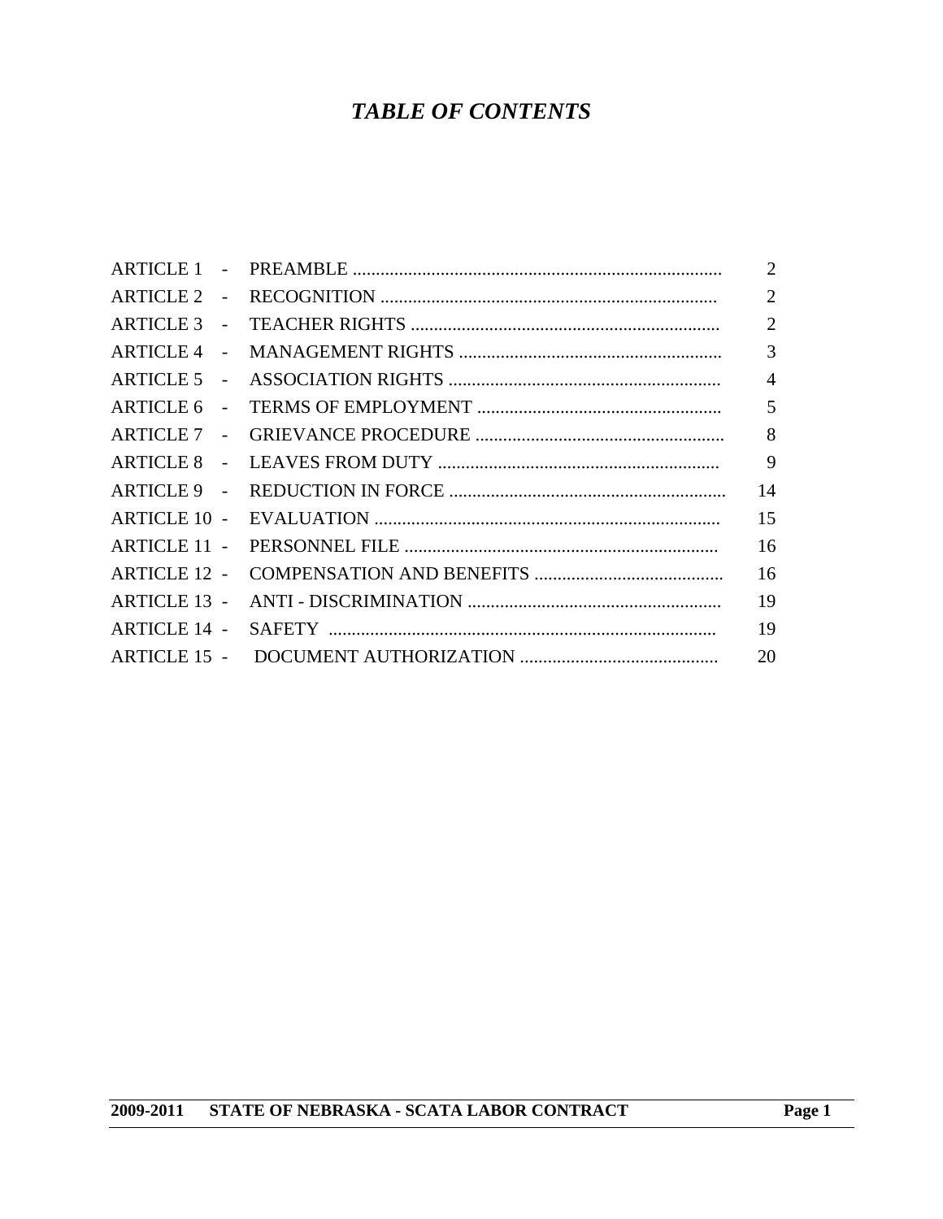# *TABLE OF CONTENTS*

| | | |
|---|---|---|
| ARTICLE 1 - | PREAMBLE | 2 |
| ARTICLE 2 - | RECOGNITION | 2 |
| ARTICLE 3 - | TEACHER RIGHTS | 2 |
| ARTICLE 4 - | MANAGEMENT RIGHTS | 3 |
| ARTICLE 5 - | ASSOCIATION RIGHTS | 4 |
| ARTICLE 6 - | TERMS OF EMPLOYMENT | 5 |
| ARTICLE 7 - | GRIEVANCE PROCEDURE | 8 |
| ARTICLE 8 - | LEAVES FROM DUTY | 9 |
| ARTICLE 9 - | REDUCTION IN FORCE | 14 |
| ARTICLE 10 - | EVALUATION | 15 |
| ARTICLE 11 - | PERSONNEL FILE | 16 |
| ARTICLE 12 - | COMPENSATION AND BENEFITS | 16 |
| ARTICLE 13 - | ANTI - DISCRIMINATION | 19 |
| ARTICLE 14 - | SAFETY | 19 |
| ARTICLE 15 - | DOCUMENT AUTHORIZATION | 20 |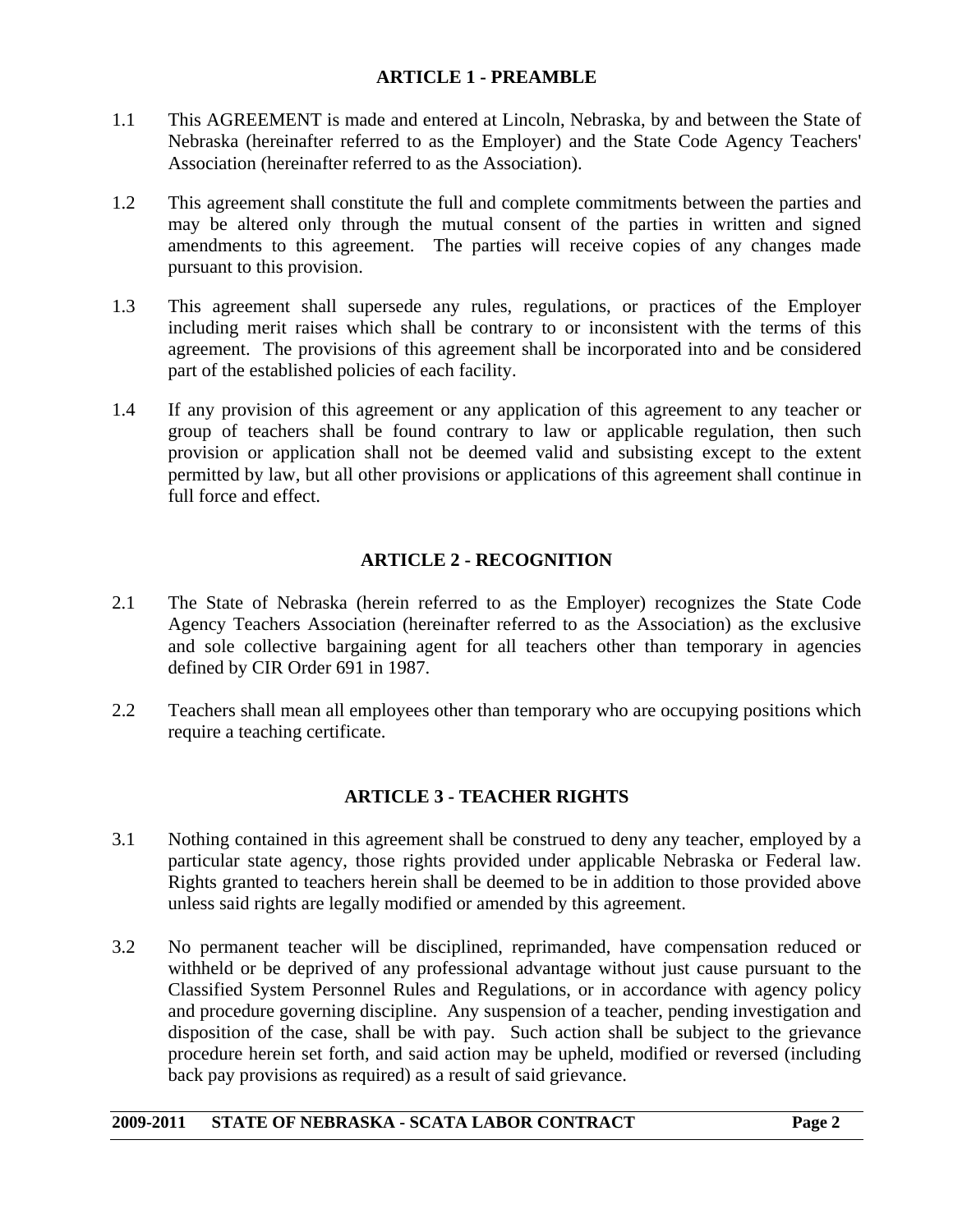## ARTICLE 1 - PREAMBLE

1.1 This AGREEMENT is made and entered at Lincoln, Nebraska, by and between the State of Nebraska (hereinafter referred to as the Employer) and the State Code Agency Teachers' Association (hereinafter referred to as the Association).

1.2 This agreement shall constitute the full and complete commitments between the parties and may be altered only through the mutual consent of the parties in written and signed amendments to this agreement. The parties will receive copies of any changes made pursuant to this provision.

1.3 This agreement shall supersede any rules, regulations, or practices of the Employer including merit raises which shall be contrary to or inconsistent with the terms of this agreement. The provisions of this agreement shall be incorporated into and be considered part of the established policies of each facility.

1.4 If any provision of this agreement or any application of this agreement to any teacher or group of teachers shall be found contrary to law or applicable regulation, then such provision or application shall not be deemed valid and subsisting except to the extent permitted by law, but all other provisions or applications of this agreement shall continue in full force and effect.

## ARTICLE 2 - RECOGNITION

2.1 The State of Nebraska (herein referred to as the Employer) recognizes the State Code Agency Teachers Association (hereinafter referred to as the Association) as the exclusive and sole collective bargaining agent for all teachers other than temporary in agencies defined by CIR Order 691 in 1987.

2.2 Teachers shall mean all employees other than temporary who are occupying positions which require a teaching certificate.

## ARTICLE 3 - TEACHER RIGHTS

3.1 Nothing contained in this agreement shall be construed to deny any teacher, employed by a particular state agency, those rights provided under applicable Nebraska or Federal law. Rights granted to teachers herein shall be deemed to be in addition to those provided above unless said rights are legally modified or amended by this agreement.

3.2 No permanent teacher will be disciplined, reprimanded, have compensation reduced or withheld or be deprived of any professional advantage without just cause pursuant to the Classified System Personnel Rules and Regulations, or in accordance with agency policy and procedure governing discipline. Any suspension of a teacher, pending investigation and disposition of the case, shall be with pay. Such action shall be subject to the grievance procedure herein set forth, and said action may be upheld, modified or reversed (including back pay provisions as required) as a result of said grievance.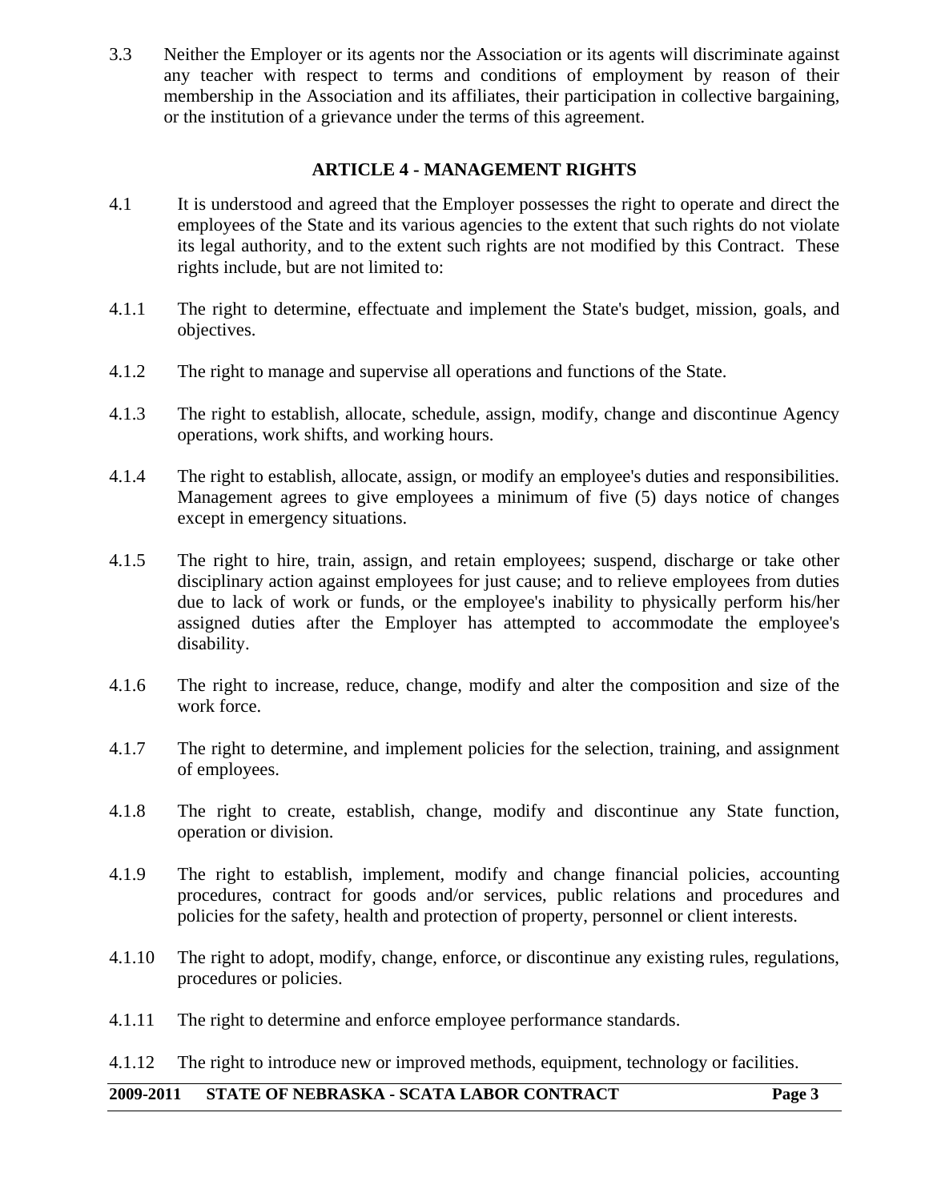3.3 Neither the Employer or its agents nor the Association or its agents will discriminate against any teacher with respect to terms and conditions of employment by reason of their membership in the Association and its affiliates, their participation in collective bargaining, or the institution of a grievance under the terms of this agreement.

## ARTICLE 4 - MANAGEMENT RIGHTS

4.1 It is understood and agreed that the Employer possesses the right to operate and direct the employees of the State and its various agencies to the extent that such rights do not violate its legal authority, and to the extent such rights are not modified by this Contract. These rights include, but are not limited to:

4.1.1 The right to determine, effectuate and implement the State's budget, mission, goals, and objectives.

4.1.2 The right to manage and supervise all operations and functions of the State.

4.1.3 The right to establish, allocate, schedule, assign, modify, change and discontinue Agency operations, work shifts, and working hours.

4.1.4 The right to establish, allocate, assign, or modify an employee's duties and responsibilities. Management agrees to give employees a minimum of five (5) days notice of changes except in emergency situations.

4.1.5 The right to hire, train, assign, and retain employees; suspend, discharge or take other disciplinary action against employees for just cause; and to relieve employees from duties due to lack of work or funds, or the employee's inability to physically perform his/her assigned duties after the Employer has attempted to accommodate the employee's disability.

4.1.6 The right to increase, reduce, change, modify and alter the composition and size of the work force.

4.1.7 The right to determine, and implement policies for the selection, training, and assignment of employees.

4.1.8 The right to create, establish, change, modify and discontinue any State function, operation or division.

4.1.9 The right to establish, implement, modify and change financial policies, accounting procedures, contract for goods and/or services, public relations and procedures and policies for the safety, health and protection of property, personnel or client interests.

4.1.10 The right to adopt, modify, change, enforce, or discontinue any existing rules, regulations, procedures or policies.

4.1.11 The right to determine and enforce employee performance standards.

4.1.12 The right to introduce new or improved methods, equipment, technology or facilities.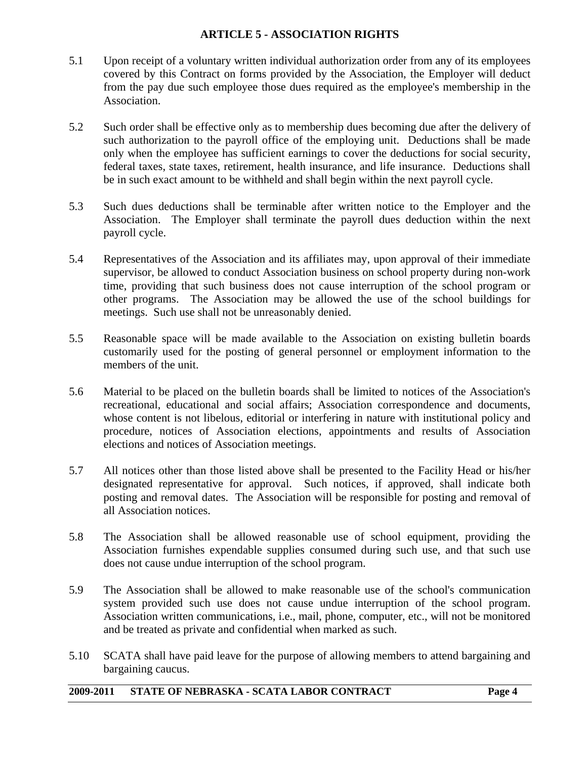## ARTICLE 5 - ASSOCIATION RIGHTS

5.1 Upon receipt of a voluntary written individual authorization order from any of its employees covered by this Contract on forms provided by the Association, the Employer will deduct from the pay due such employee those dues required as the employee's membership in the Association.

5.2 Such order shall be effective only as to membership dues becoming due after the delivery of such authorization to the payroll office of the employing unit. Deductions shall be made only when the employee has sufficient earnings to cover the deductions for social security, federal taxes, state taxes, retirement, health insurance, and life insurance. Deductions shall be in such exact amount to be withheld and shall begin within the next payroll cycle.

5.3 Such dues deductions shall be terminable after written notice to the Employer and the Association. The Employer shall terminate the payroll dues deduction within the next payroll cycle.

5.4 Representatives of the Association and its affiliates may, upon approval of their immediate supervisor, be allowed to conduct Association business on school property during non-work time, providing that such business does not cause interruption of the school program or other programs. The Association may be allowed the use of the school buildings for meetings. Such use shall not be unreasonably denied.

5.5 Reasonable space will be made available to the Association on existing bulletin boards customarily used for the posting of general personnel or employment information to the members of the unit.

5.6 Material to be placed on the bulletin boards shall be limited to notices of the Association's recreational, educational and social affairs; Association correspondence and documents, whose content is not libelous, editorial or interfering in nature with institutional policy and procedure, notices of Association elections, appointments and results of Association elections and notices of Association meetings.

5.7 All notices other than those listed above shall be presented to the Facility Head or his/her designated representative for approval. Such notices, if approved, shall indicate both posting and removal dates. The Association will be responsible for posting and removal of all Association notices.

5.8 The Association shall be allowed reasonable use of school equipment, providing the Association furnishes expendable supplies consumed during such use, and that such use does not cause undue interruption of the school program.

5.9 The Association shall be allowed to make reasonable use of the school's communication system provided such use does not cause undue interruption of the school program. Association written communications, i.e., mail, phone, computer, etc., will not be monitored and be treated as private and confidential when marked as such.

5.10 SCATA shall have paid leave for the purpose of allowing members to attend bargaining and bargaining caucus.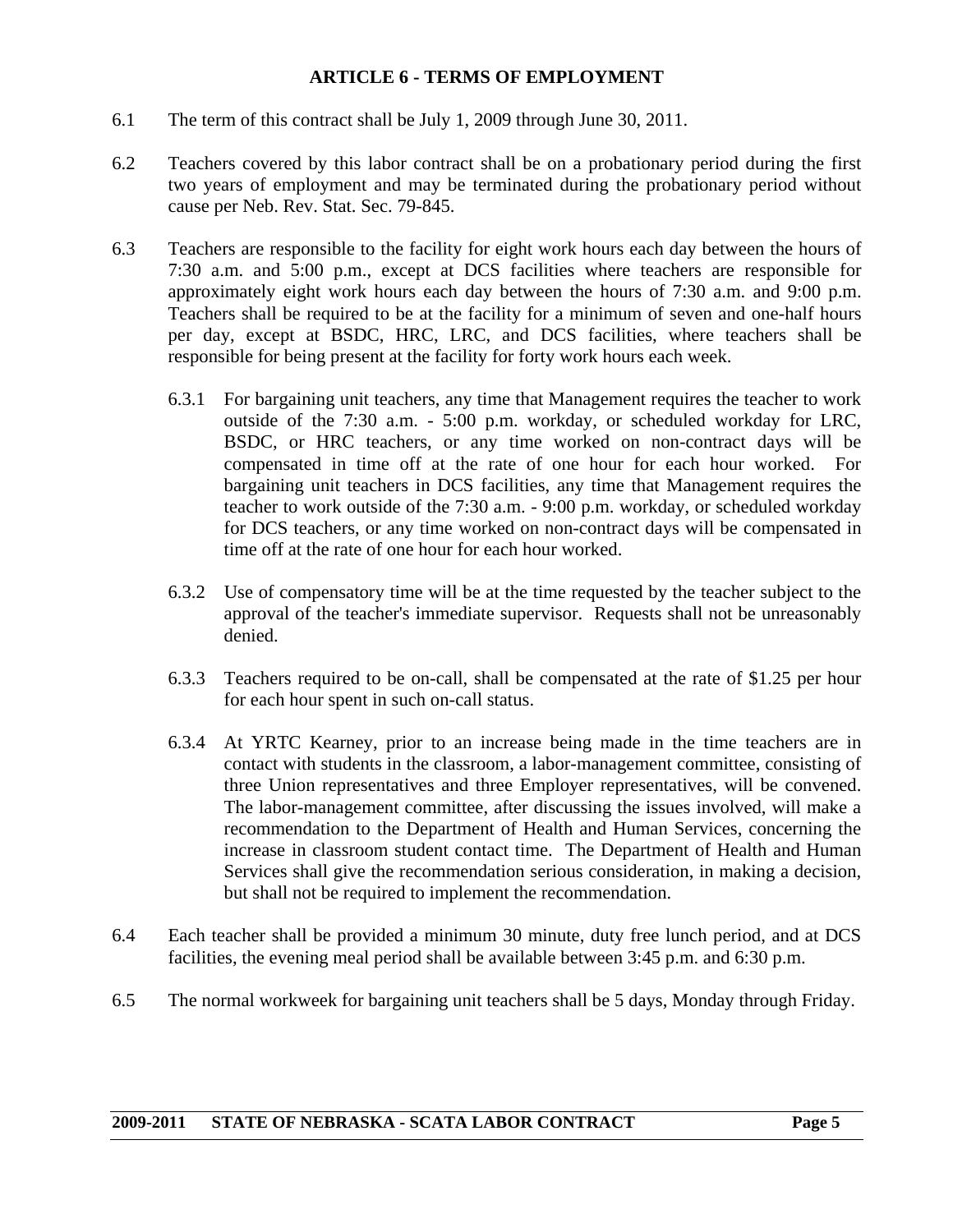## ARTICLE 6 - TERMS OF EMPLOYMENT

6.1 The term of this contract shall be July 1, 2009 through June 30, 2011.

6.2 Teachers covered by this labor contract shall be on a probationary period during the first two years of employment and may be terminated during the probationary period without cause per Neb. Rev. Stat. Sec. 79-845.

6.3 Teachers are responsible to the facility for eight work hours each day between the hours of 7:30 a.m. and 5:00 p.m., except at DCS facilities where teachers are responsible for approximately eight work hours each day between the hours of 7:30 a.m. and 9:00 p.m. Teachers shall be required to be at the facility for a minimum of seven and one-half hours per day, except at BSDC, HRC, LRC, and DCS facilities, where teachers shall be responsible for being present at the facility for forty work hours each week.

6.3.1 For bargaining unit teachers, any time that Management requires the teacher to work outside of the 7:30 a.m. - 5:00 p.m. workday, or scheduled workday for LRC, BSDC, or HRC teachers, or any time worked on non-contract days will be compensated in time off at the rate of one hour for each hour worked. For bargaining unit teachers in DCS facilities, any time that Management requires the teacher to work outside of the 7:30 a.m. - 9:00 p.m. workday, or scheduled workday for DCS teachers, or any time worked on non-contract days will be compensated in time off at the rate of one hour for each hour worked.

6.3.2 Use of compensatory time will be at the time requested by the teacher subject to the approval of the teacher's immediate supervisor. Requests shall not be unreasonably denied.

6.3.3 Teachers required to be on-call, shall be compensated at the rate of $1.25 per hour for each hour spent in such on-call status.

6.3.4 At YRTC Kearney, prior to an increase being made in the time teachers are in contact with students in the classroom, a labor-management committee, consisting of three Union representatives and three Employer representatives, will be convened. The labor-management committee, after discussing the issues involved, will make a recommendation to the Department of Health and Human Services, concerning the increase in classroom student contact time. The Department of Health and Human Services shall give the recommendation serious consideration, in making a decision, but shall not be required to implement the recommendation.

6.4 Each teacher shall be provided a minimum 30 minute, duty free lunch period, and at DCS facilities, the evening meal period shall be available between 3:45 p.m. and 6:30 p.m.

6.5 The normal workweek for bargaining unit teachers shall be 5 days, Monday through Friday.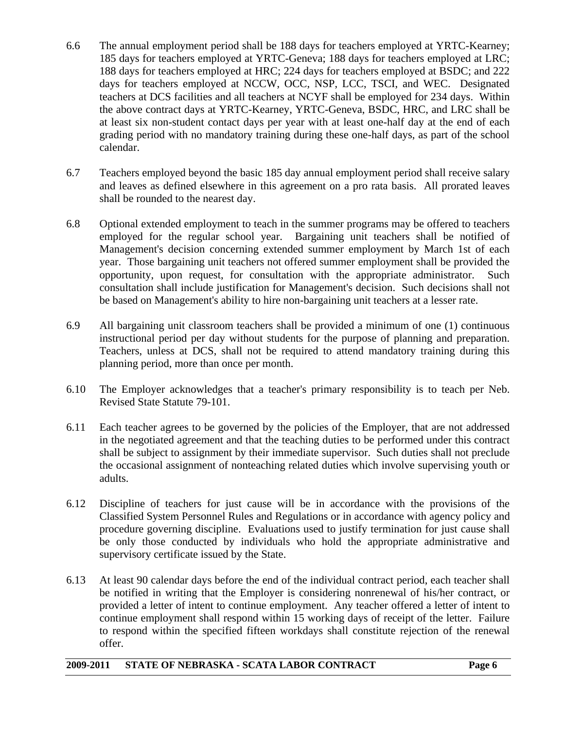6.6 The annual employment period shall be 188 days for teachers employed at YRTC-Kearney; 185 days for teachers employed at YRTC-Geneva; 188 days for teachers employed at LRC; 188 days for teachers employed at HRC; 224 days for teachers employed at BSDC; and 222 days for teachers employed at NCCW, OCC, NSP, LCC, TSCI, and WEC. Designated teachers at DCS facilities and all teachers at NCYF shall be employed for 234 days. Within the above contract days at YRTC-Kearney, YRTC-Geneva, BSDC, HRC, and LRC shall be at least six non-student contact days per year with at least one-half day at the end of each grading period with no mandatory training during these one-half days, as part of the school calendar.

6.7 Teachers employed beyond the basic 185 day annual employment period shall receive salary and leaves as defined elsewhere in this agreement on a pro rata basis. All prorated leaves shall be rounded to the nearest day.

6.8 Optional extended employment to teach in the summer programs may be offered to teachers employed for the regular school year. Bargaining unit teachers shall be notified of Management's decision concerning extended summer employment by March 1st of each year. Those bargaining unit teachers not offered summer employment shall be provided the opportunity, upon request, for consultation with the appropriate administrator. Such consultation shall include justification for Management's decision. Such decisions shall not be based on Management's ability to hire non-bargaining unit teachers at a lesser rate.

6.9 All bargaining unit classroom teachers shall be provided a minimum of one (1) continuous instructional period per day without students for the purpose of planning and preparation. Teachers, unless at DCS, shall not be required to attend mandatory training during this planning period, more than once per month.

6.10 The Employer acknowledges that a teacher's primary responsibility is to teach per Neb. Revised State Statute 79-101.

6.11 Each teacher agrees to be governed by the policies of the Employer, that are not addressed in the negotiated agreement and that the teaching duties to be performed under this contract shall be subject to assignment by their immediate supervisor. Such duties shall not preclude the occasional assignment of nonteaching related duties which involve supervising youth or adults.

6.12 Discipline of teachers for just cause will be in accordance with the provisions of the Classified System Personnel Rules and Regulations or in accordance with agency policy and procedure governing discipline. Evaluations used to justify termination for just cause shall be only those conducted by individuals who hold the appropriate administrative and supervisory certificate issued by the State.

6.13 At least 90 calendar days before the end of the individual contract period, each teacher shall be notified in writing that the Employer is considering nonrenewal of his/her contract, or provided a letter of intent to continue employment. Any teacher offered a letter of intent to continue employment shall respond within 15 working days of receipt of the letter. Failure to respond within the specified fifteen workdays shall constitute rejection of the renewal offer.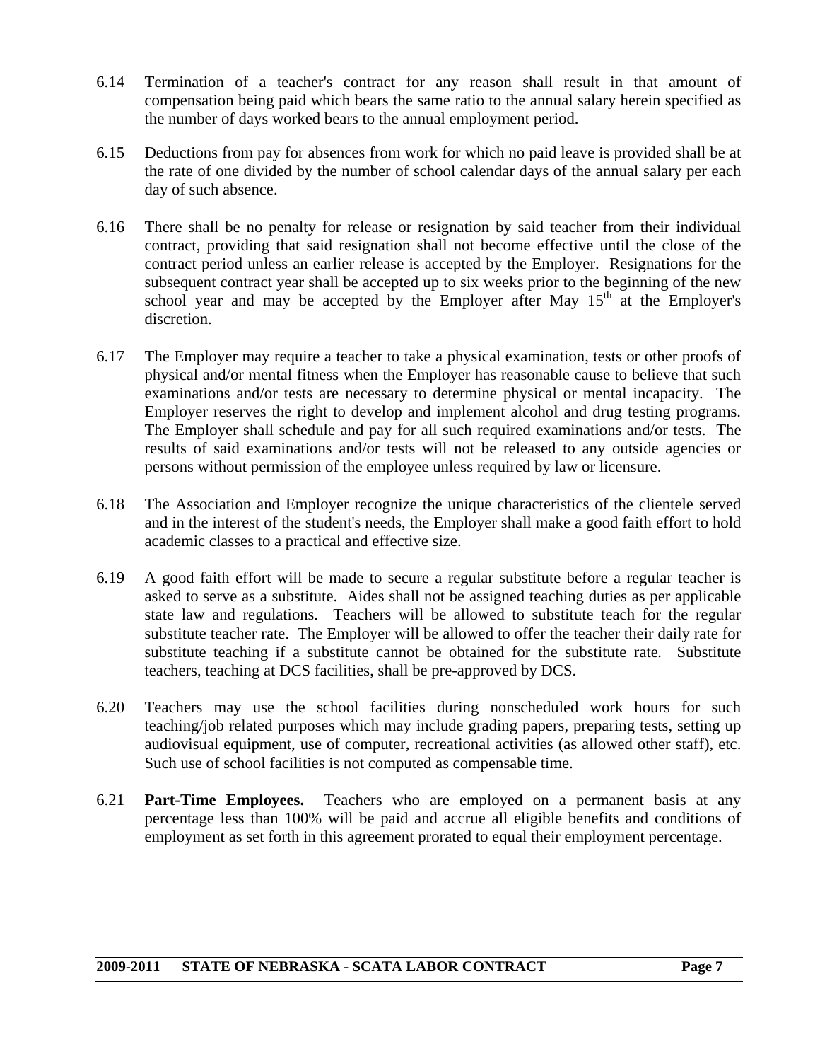6.14 Termination of a teacher's contract for any reason shall result in that amount of compensation being paid which bears the same ratio to the annual salary herein specified as the number of days worked bears to the annual employment period.

6.15 Deductions from pay for absences from work for which no paid leave is provided shall be at the rate of one divided by the number of school calendar days of the annual salary per each day of such absence.

6.16 There shall be no penalty for release or resignation by said teacher from their individual contract, providing that said resignation shall not become effective until the close of the contract period unless an earlier release is accepted by the Employer. Resignations for the subsequent contract year shall be accepted up to six weeks prior to the beginning of the new school year and may be accepted by the Employer after May 15th at the Employer's discretion.

6.17 The Employer may require a teacher to take a physical examination, tests or other proofs of physical and/or mental fitness when the Employer has reasonable cause to believe that such examinations and/or tests are necessary to determine physical or mental incapacity. The Employer reserves the right to develop and implement alcohol and drug testing programs. The Employer shall schedule and pay for all such required examinations and/or tests. The results of said examinations and/or tests will not be released to any outside agencies or persons without permission of the employee unless required by law or licensure.

6.18 The Association and Employer recognize the unique characteristics of the clientele served and in the interest of the student's needs, the Employer shall make a good faith effort to hold academic classes to a practical and effective size.

6.19 A good faith effort will be made to secure a regular substitute before a regular teacher is asked to serve as a substitute. Aides shall not be assigned teaching duties as per applicable state law and regulations. Teachers will be allowed to substitute teach for the regular substitute teacher rate. The Employer will be allowed to offer the teacher their daily rate for substitute teaching if a substitute cannot be obtained for the substitute rate. Substitute teachers, teaching at DCS facilities, shall be pre-approved by DCS.

6.20 Teachers may use the school facilities during nonscheduled work hours for such teaching/job related purposes which may include grading papers, preparing tests, setting up audiovisual equipment, use of computer, recreational activities (as allowed other staff), etc. Such use of school facilities is not computed as compensable time.

6.21 **Part-Time Employees.** Teachers who are employed on a permanent basis at any percentage less than 100% will be paid and accrue all eligible benefits and conditions of employment as set forth in this agreement prorated to equal their employment percentage.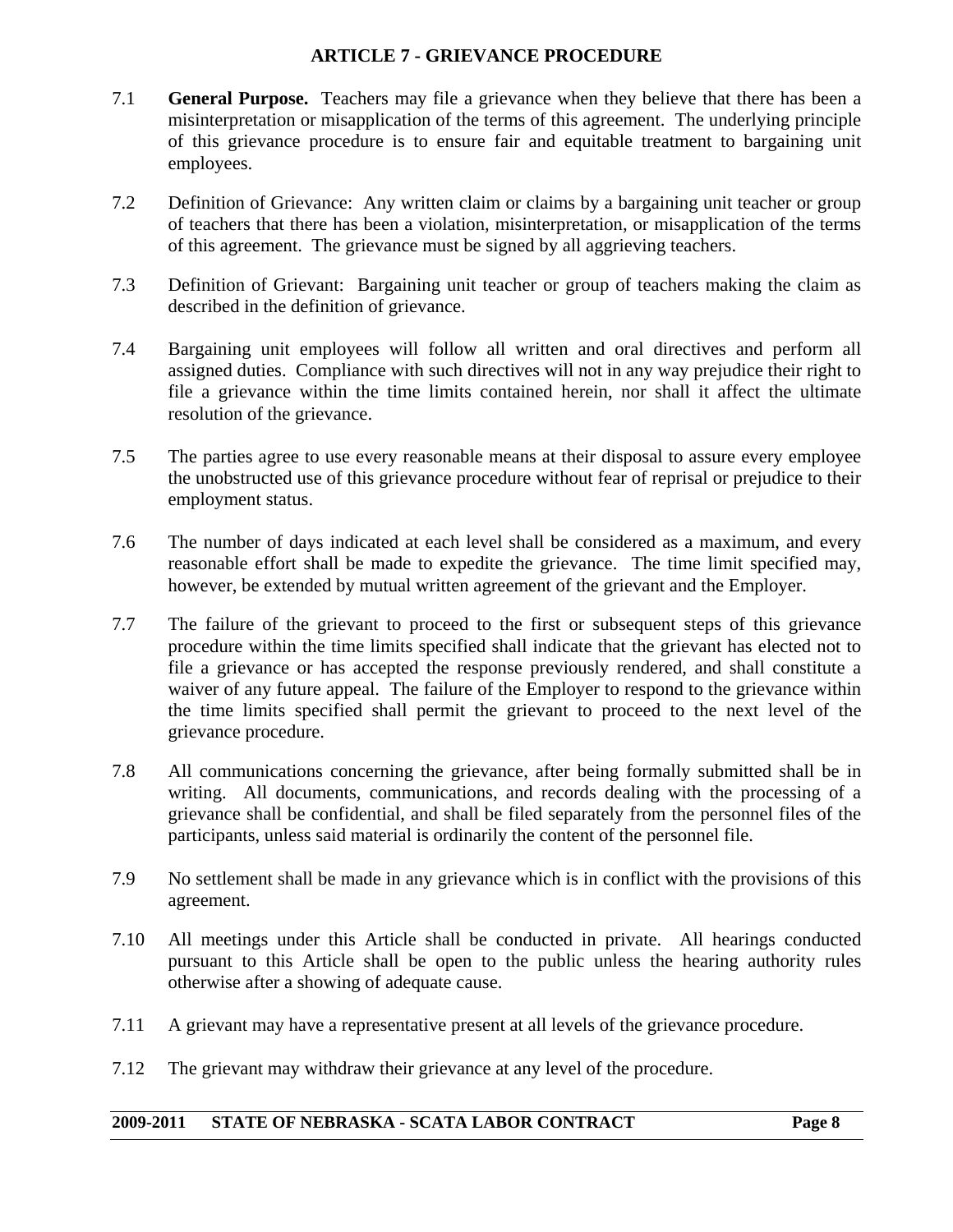## ARTICLE 7 - GRIEVANCE PROCEDURE

7.1 **General Purpose.** Teachers may file a grievance when they believe that there has been a misinterpretation or misapplication of the terms of this agreement. The underlying principle of this grievance procedure is to ensure fair and equitable treatment to bargaining unit employees.

7.2 Definition of Grievance: Any written claim or claims by a bargaining unit teacher or group of teachers that there has been a violation, misinterpretation, or misapplication of the terms of this agreement. The grievance must be signed by all aggrieving teachers.

7.3 Definition of Grievant: Bargaining unit teacher or group of teachers making the claim as described in the definition of grievance.

7.4 Bargaining unit employees will follow all written and oral directives and perform all assigned duties. Compliance with such directives will not in any way prejudice their right to file a grievance within the time limits contained herein, nor shall it affect the ultimate resolution of the grievance.

7.5 The parties agree to use every reasonable means at their disposal to assure every employee the unobstructed use of this grievance procedure without fear of reprisal or prejudice to their employment status.

7.6 The number of days indicated at each level shall be considered as a maximum, and every reasonable effort shall be made to expedite the grievance. The time limit specified may, however, be extended by mutual written agreement of the grievant and the Employer.

7.7 The failure of the grievant to proceed to the first or subsequent steps of this grievance procedure within the time limits specified shall indicate that the grievant has elected not to file a grievance or has accepted the response previously rendered, and shall constitute a waiver of any future appeal. The failure of the Employer to respond to the grievance within the time limits specified shall permit the grievant to proceed to the next level of the grievance procedure.

7.8 All communications concerning the grievance, after being formally submitted shall be in writing. All documents, communications, and records dealing with the processing of a grievance shall be confidential, and shall be filed separately from the personnel files of the participants, unless said material is ordinarily the content of the personnel file.

7.9 No settlement shall be made in any grievance which is in conflict with the provisions of this agreement.

7.10 All meetings under this Article shall be conducted in private. All hearings conducted pursuant to this Article shall be open to the public unless the hearing authority rules otherwise after a showing of adequate cause.

7.11 A grievant may have a representative present at all levels of the grievance procedure.

7.12 The grievant may withdraw their grievance at any level of the procedure.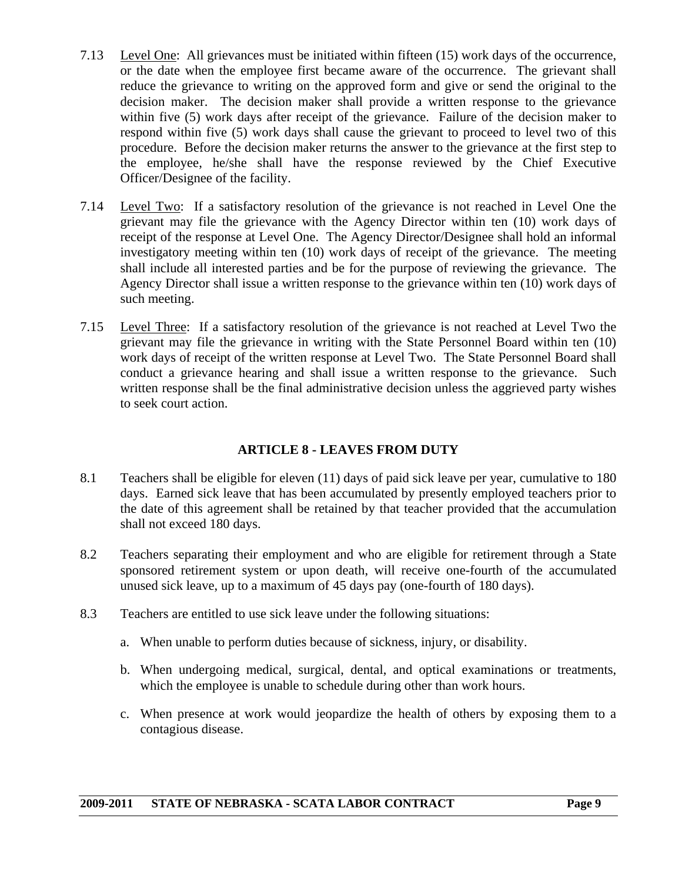7.13 Level One: All grievances must be initiated within fifteen (15) work days of the occurrence, or the date when the employee first became aware of the occurrence. The grievant shall reduce the grievance to writing on the approved form and give or send the original to the decision maker. The decision maker shall provide a written response to the grievance within five (5) work days after receipt of the grievance. Failure of the decision maker to respond within five (5) work days shall cause the grievant to proceed to level two of this procedure. Before the decision maker returns the answer to the grievance at the first step to the employee, he/she shall have the response reviewed by the Chief Executive Officer/Designee of the facility.

7.14 Level Two: If a satisfactory resolution of the grievance is not reached in Level One the grievant may file the grievance with the Agency Director within ten (10) work days of receipt of the response at Level One. The Agency Director/Designee shall hold an informal investigatory meeting within ten (10) work days of receipt of the grievance. The meeting shall include all interested parties and be for the purpose of reviewing the grievance. The Agency Director shall issue a written response to the grievance within ten (10) work days of such meeting.

7.15 Level Three: If a satisfactory resolution of the grievance is not reached at Level Two the grievant may file the grievance in writing with the State Personnel Board within ten (10) work days of receipt of the written response at Level Two. The State Personnel Board shall conduct a grievance hearing and shall issue a written response to the grievance. Such written response shall be the final administrative decision unless the aggrieved party wishes to seek court action.

## ARTICLE 8 - LEAVES FROM DUTY

8.1 Teachers shall be eligible for eleven (11) days of paid sick leave per year, cumulative to 180 days. Earned sick leave that has been accumulated by presently employed teachers prior to the date of this agreement shall be retained by that teacher provided that the accumulation shall not exceed 180 days.

8.2 Teachers separating their employment and who are eligible for retirement through a State sponsored retirement system or upon death, will receive one-fourth of the accumulated unused sick leave, up to a maximum of 45 days pay (one-fourth of 180 days).

8.3 Teachers are entitled to use sick leave under the following situations:

a. When unable to perform duties because of sickness, injury, or disability.

b. When undergoing medical, surgical, dental, and optical examinations or treatments, which the employee is unable to schedule during other than work hours.

c. When presence at work would jeopardize the health of others by exposing them to a contagious disease.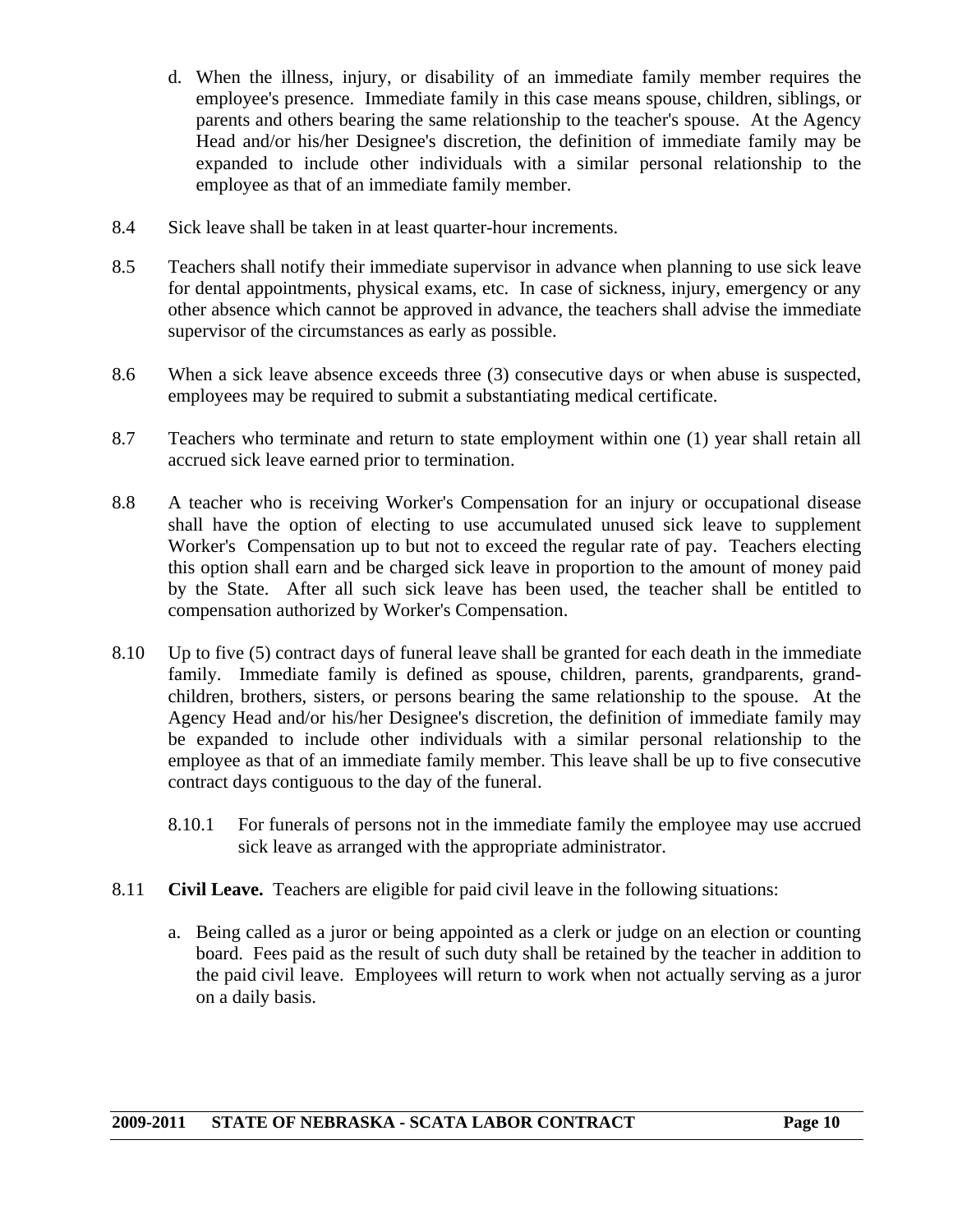d. When the illness, injury, or disability of an immediate family member requires the employee's presence. Immediate family in this case means spouse, children, siblings, or parents and others bearing the same relationship to the teacher's spouse. At the Agency Head and/or his/her Designee's discretion, the definition of immediate family may be expanded to include other individuals with a similar personal relationship to the employee as that of an immediate family member.

8.4 Sick leave shall be taken in at least quarter-hour increments.

8.5 Teachers shall notify their immediate supervisor in advance when planning to use sick leave for dental appointments, physical exams, etc. In case of sickness, injury, emergency or any other absence which cannot be approved in advance, the teachers shall advise the immediate supervisor of the circumstances as early as possible.

8.6 When a sick leave absence exceeds three (3) consecutive days or when abuse is suspected, employees may be required to submit a substantiating medical certificate.

8.7 Teachers who terminate and return to state employment within one (1) year shall retain all accrued sick leave earned prior to termination.

8.8 A teacher who is receiving Worker's Compensation for an injury or occupational disease shall have the option of electing to use accumulated unused sick leave to supplement Worker's Compensation up to but not to exceed the regular rate of pay. Teachers electing this option shall earn and be charged sick leave in proportion to the amount of money paid by the State. After all such sick leave has been used, the teacher shall be entitled to compensation authorized by Worker's Compensation.

8.10 Up to five (5) contract days of funeral leave shall be granted for each death in the immediate family. Immediate family is defined as spouse, children, parents, grandparents, grand-children, brothers, sisters, or persons bearing the same relationship to the spouse. At the Agency Head and/or his/her Designee's discretion, the definition of immediate family may be expanded to include other individuals with a similar personal relationship to the employee as that of an immediate family member. This leave shall be up to five consecutive contract days contiguous to the day of the funeral.

8.10.1 For funerals of persons not in the immediate family the employee may use accrued sick leave as arranged with the appropriate administrator.

8.11 **Civil Leave.** Teachers are eligible for paid civil leave in the following situations:

a. Being called as a juror or being appointed as a clerk or judge on an election or counting board. Fees paid as the result of such duty shall be retained by the teacher in addition to the paid civil leave. Employees will return to work when not actually serving as a juror on a daily basis.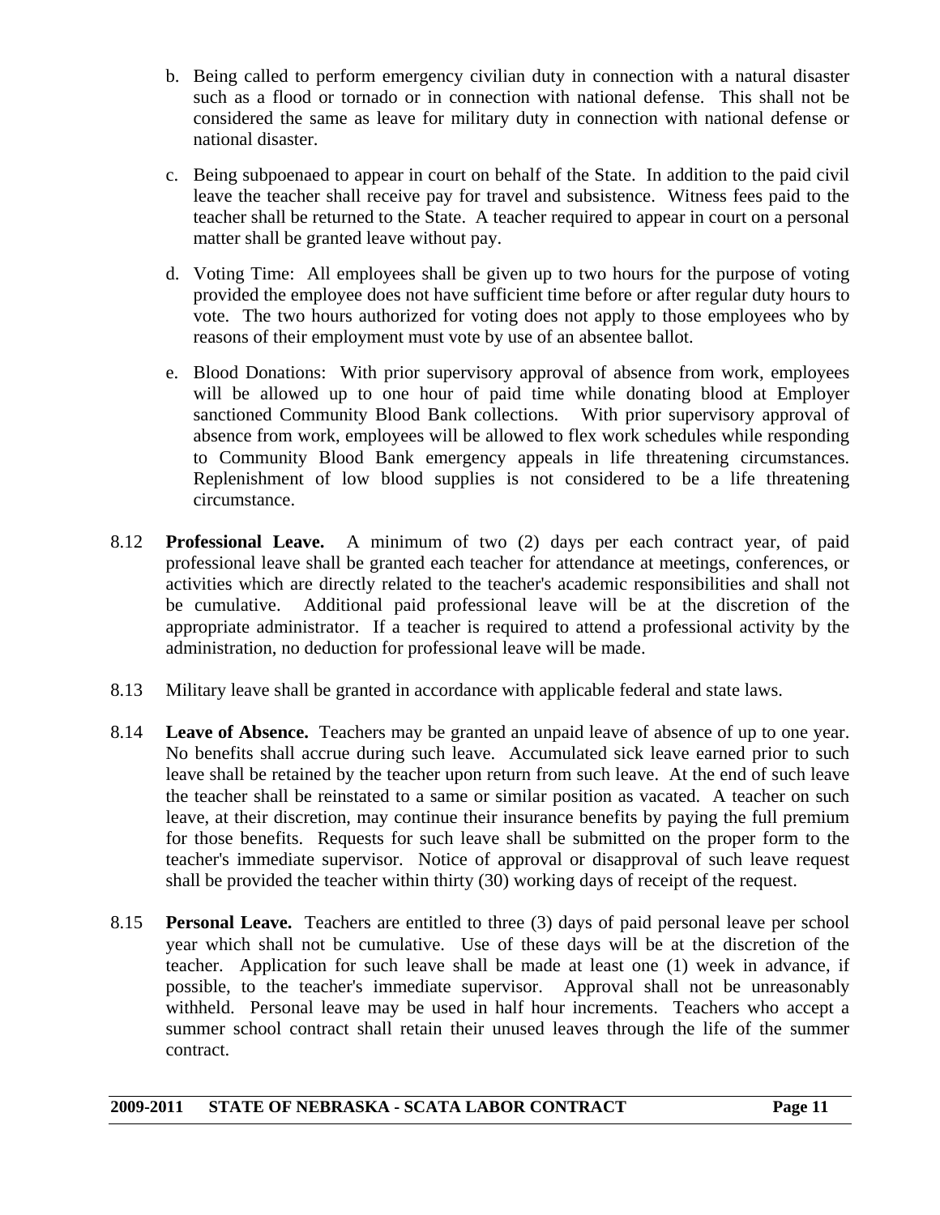b. Being called to perform emergency civilian duty in connection with a natural disaster such as a flood or tornado or in connection with national defense. This shall not be considered the same as leave for military duty in connection with national defense or national disaster.

c. Being subpoenaed to appear in court on behalf of the State. In addition to the paid civil leave the teacher shall receive pay for travel and subsistence. Witness fees paid to the teacher shall be returned to the State. A teacher required to appear in court on a personal matter shall be granted leave without pay.

d. Voting Time: All employees shall be given up to two hours for the purpose of voting provided the employee does not have sufficient time before or after regular duty hours to vote. The two hours authorized for voting does not apply to those employees who by reasons of their employment must vote by use of an absentee ballot.

e. Blood Donations: With prior supervisory approval of absence from work, employees will be allowed up to one hour of paid time while donating blood at Employer sanctioned Community Blood Bank collections. With prior supervisory approval of absence from work, employees will be allowed to flex work schedules while responding to Community Blood Bank emergency appeals in life threatening circumstances. Replenishment of low blood supplies is not considered to be a life threatening circumstance.

8.12 **Professional Leave.** A minimum of two (2) days per each contract year, of paid professional leave shall be granted each teacher for attendance at meetings, conferences, or activities which are directly related to the teacher's academic responsibilities and shall not be cumulative. Additional paid professional leave will be at the discretion of the appropriate administrator. If a teacher is required to attend a professional activity by the administration, no deduction for professional leave will be made.

8.13 Military leave shall be granted in accordance with applicable federal and state laws.

8.14 **Leave of Absence.** Teachers may be granted an unpaid leave of absence of up to one year. No benefits shall accrue during such leave. Accumulated sick leave earned prior to such leave shall be retained by the teacher upon return from such leave. At the end of such leave the teacher shall be reinstated to a same or similar position as vacated. A teacher on such leave, at their discretion, may continue their insurance benefits by paying the full premium for those benefits. Requests for such leave shall be submitted on the proper form to the teacher's immediate supervisor. Notice of approval or disapproval of such leave request shall be provided the teacher within thirty (30) working days of receipt of the request.

8.15 **Personal Leave.** Teachers are entitled to three (3) days of paid personal leave per school year which shall not be cumulative. Use of these days will be at the discretion of the teacher. Application for such leave shall be made at least one (1) week in advance, if possible, to the teacher's immediate supervisor. Approval shall not be unreasonably withheld. Personal leave may be used in half hour increments. Teachers who accept a summer school contract shall retain their unused leaves through the life of the summer contract.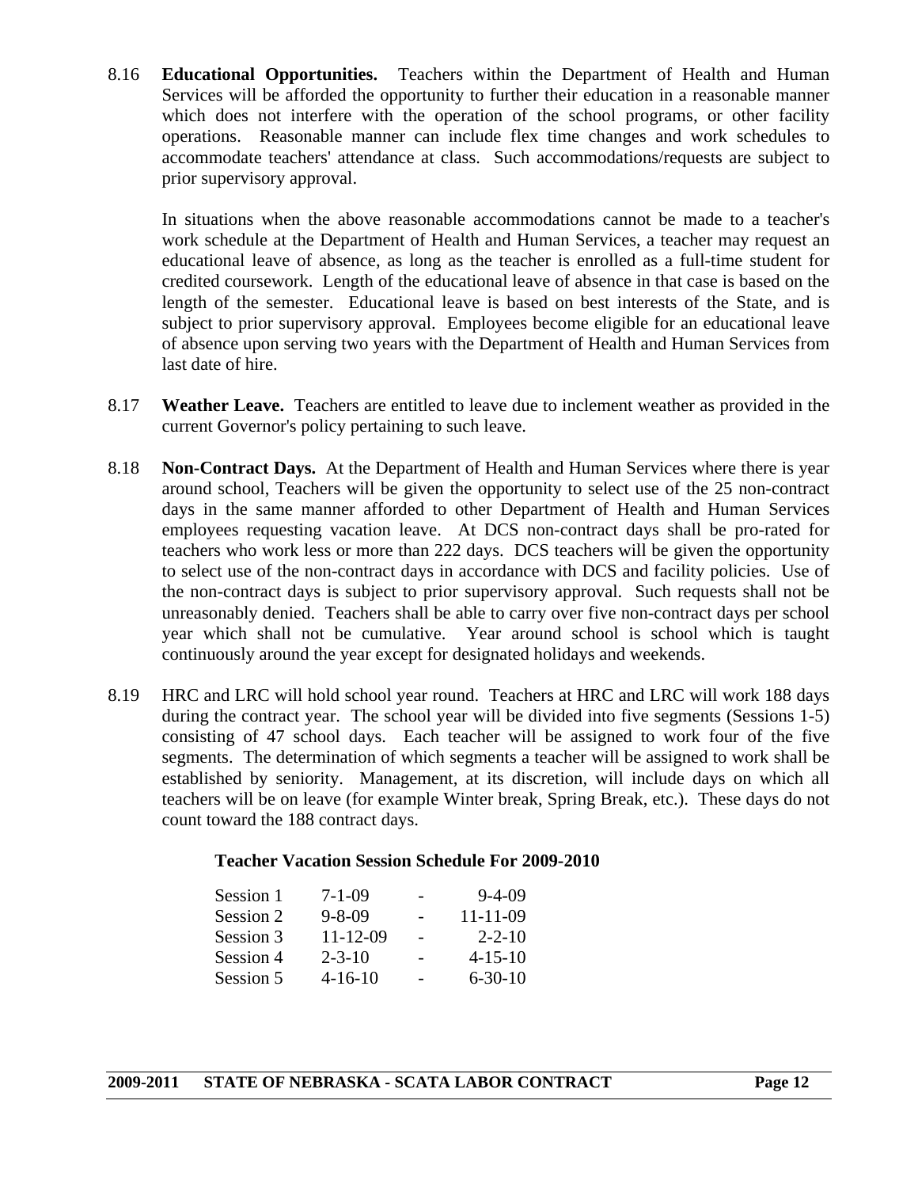8.16 **Educational Opportunities.** Teachers within the Department of Health and Human Services will be afforded the opportunity to further their education in a reasonable manner which does not interfere with the operation of the school programs, or other facility operations. Reasonable manner can include flex time changes and work schedules to accommodate teachers' attendance at class. Such accommodations/requests are subject to prior supervisory approval.

In situations when the above reasonable accommodations cannot be made to a teacher's work schedule at the Department of Health and Human Services, a teacher may request an educational leave of absence, as long as the teacher is enrolled as a full-time student for credited coursework. Length of the educational leave of absence in that case is based on the length of the semester. Educational leave is based on best interests of the State, and is subject to prior supervisory approval. Employees become eligible for an educational leave of absence upon serving two years with the Department of Health and Human Services from last date of hire.

8.17 **Weather Leave.** Teachers are entitled to leave due to inclement weather as provided in the current Governor's policy pertaining to such leave.

8.18 **Non-Contract Days.** At the Department of Health and Human Services where there is year around school, Teachers will be given the opportunity to select use of the 25 non-contract days in the same manner afforded to other Department of Health and Human Services employees requesting vacation leave. At DCS non-contract days shall be pro-rated for teachers who work less or more than 222 days. DCS teachers will be given the opportunity to select use of the non-contract days in accordance with DCS and facility policies. Use of the non-contract days is subject to prior supervisory approval. Such requests shall not be unreasonably denied. Teachers shall be able to carry over five non-contract days per school year which shall not be cumulative. Year around school is school which is taught continuously around the year except for designated holidays and weekends.

8.19 HRC and LRC will hold school year round. Teachers at HRC and LRC will work 188 days during the contract year. The school year will be divided into five segments (Sessions 1-5) consisting of 47 school days. Each teacher will be assigned to work four of the five segments. The determination of which segments a teacher will be assigned to work shall be established by seniority. Management, at its discretion, will include days on which all teachers will be on leave (for example Winter break, Spring Break, etc.). These days do not count toward the 188 contract days.

**Teacher Vacation Session Schedule For 2009-2010**

| Session | Start | | End |
|---|---|---|---|
| Session 1 | 7-1-09 | - | 9-4-09 |
| Session 2 | 9-8-09 | - | 11-11-09 |
| Session 3 | 11-12-09 | - | 2-2-10 |
| Session 4 | 2-3-10 | - | 4-15-10 |
| Session 5 | 4-16-10 | - | 6-30-10 |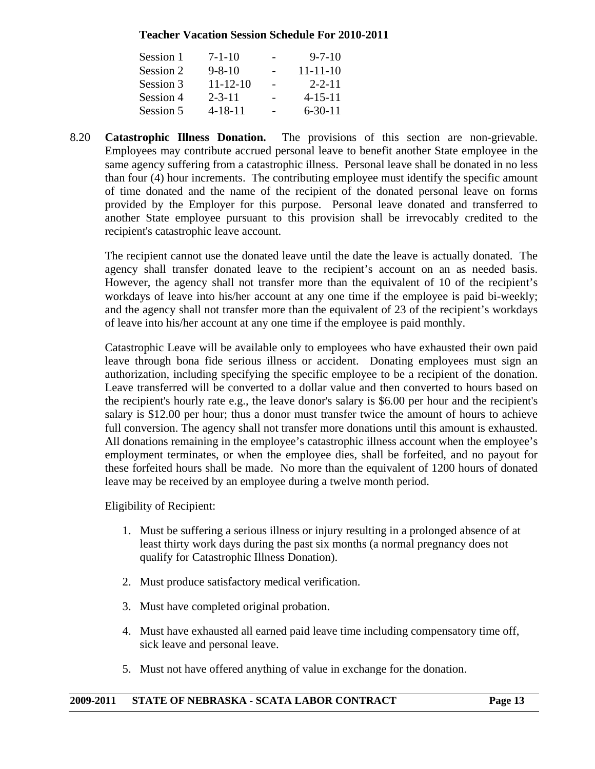**Teacher Vacation Session Schedule For 2010-2011**

| Session | Start | | End |
|---|---|---|---|
| Session 1 | 7-1-10 | - | 9-7-10 |
| Session 2 | 9-8-10 | - | 11-11-10 |
| Session 3 | 11-12-10 | - | 2-2-11 |
| Session 4 | 2-3-11 | - | 4-15-11 |
| Session 5 | 4-18-11 | - | 6-30-11 |

8.20 **Catastrophic Illness Donation.** The provisions of this section are non-grievable. Employees may contribute accrued personal leave to benefit another State employee in the same agency suffering from a catastrophic illness. Personal leave shall be donated in no less than four (4) hour increments. The contributing employee must identify the specific amount of time donated and the name of the recipient of the donated personal leave on forms provided by the Employer for this purpose. Personal leave donated and transferred to another State employee pursuant to this provision shall be irrevocably credited to the recipient's catastrophic leave account.

The recipient cannot use the donated leave until the date the leave is actually donated. The agency shall transfer donated leave to the recipient's account on an as needed basis. However, the agency shall not transfer more than the equivalent of 10 of the recipient's workdays of leave into his/her account at any one time if the employee is paid bi-weekly; and the agency shall not transfer more than the equivalent of 23 of the recipient's workdays of leave into his/her account at any one time if the employee is paid monthly.

Catastrophic Leave will be available only to employees who have exhausted their own paid leave through bona fide serious illness or accident. Donating employees must sign an authorization, including specifying the specific employee to be a recipient of the donation. Leave transferred will be converted to a dollar value and then converted to hours based on the recipient's hourly rate e.g., the leave donor's salary is \$6.00 per hour and the recipient's salary is \$12.00 per hour; thus a donor must transfer twice the amount of hours to achieve full conversion. The agency shall not transfer more donations until this amount is exhausted. All donations remaining in the employee's catastrophic illness account when the employee's employment terminates, or when the employee dies, shall be forfeited, and no payout for these forfeited hours shall be made. No more than the equivalent of 1200 hours of donated leave may be received by an employee during a twelve month period.

Eligibility of Recipient:

1. Must be suffering a serious illness or injury resulting in a prolonged absence of at least thirty work days during the past six months (a normal pregnancy does not qualify for Catastrophic Illness Donation).
2. Must produce satisfactory medical verification.
3. Must have completed original probation.
4. Must have exhausted all earned paid leave time including compensatory time off, sick leave and personal leave.
5. Must not have offered anything of value in exchange for the donation.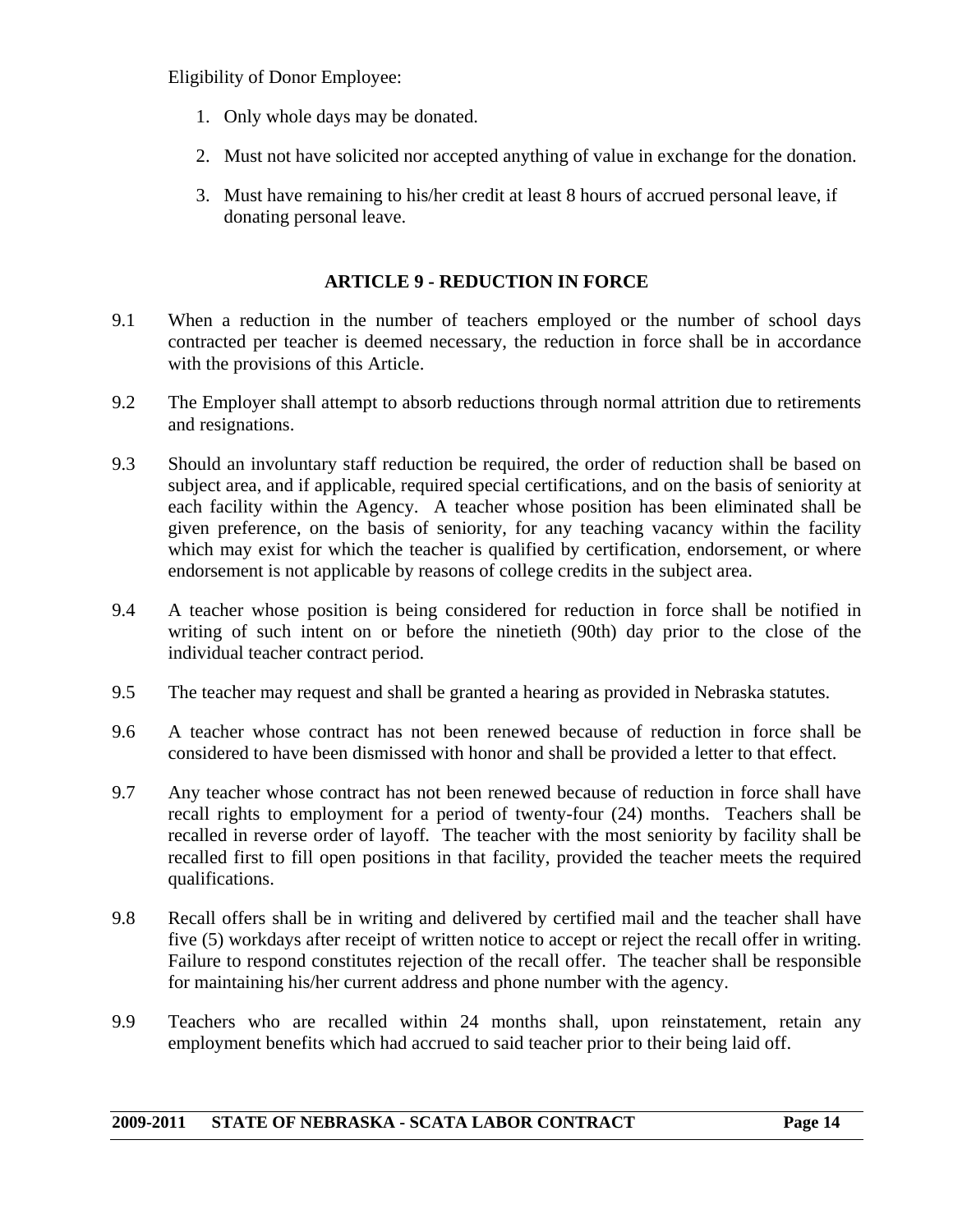Eligibility of Donor Employee:

1. Only whole days may be donated.
2. Must not have solicited nor accepted anything of value in exchange for the donation.
3. Must have remaining to his/her credit at least 8 hours of accrued personal leave, if donating personal leave.

## ARTICLE 9 - REDUCTION IN FORCE

9.1 When a reduction in the number of teachers employed or the number of school days contracted per teacher is deemed necessary, the reduction in force shall be in accordance with the provisions of this Article.

9.2 The Employer shall attempt to absorb reductions through normal attrition due to retirements and resignations.

9.3 Should an involuntary staff reduction be required, the order of reduction shall be based on subject area, and if applicable, required special certifications, and on the basis of seniority at each facility within the Agency. A teacher whose position has been eliminated shall be given preference, on the basis of seniority, for any teaching vacancy within the facility which may exist for which the teacher is qualified by certification, endorsement, or where endorsement is not applicable by reasons of college credits in the subject area.

9.4 A teacher whose position is being considered for reduction in force shall be notified in writing of such intent on or before the ninetieth (90th) day prior to the close of the individual teacher contract period.

9.5 The teacher may request and shall be granted a hearing as provided in Nebraska statutes.

9.6 A teacher whose contract has not been renewed because of reduction in force shall be considered to have been dismissed with honor and shall be provided a letter to that effect.

9.7 Any teacher whose contract has not been renewed because of reduction in force shall have recall rights to employment for a period of twenty-four (24) months. Teachers shall be recalled in reverse order of layoff. The teacher with the most seniority by facility shall be recalled first to fill open positions in that facility, provided the teacher meets the required qualifications.

9.8 Recall offers shall be in writing and delivered by certified mail and the teacher shall have five (5) workdays after receipt of written notice to accept or reject the recall offer in writing. Failure to respond constitutes rejection of the recall offer. The teacher shall be responsible for maintaining his/her current address and phone number with the agency.

9.9 Teachers who are recalled within 24 months shall, upon reinstatement, retain any employment benefits which had accrued to said teacher prior to their being laid off.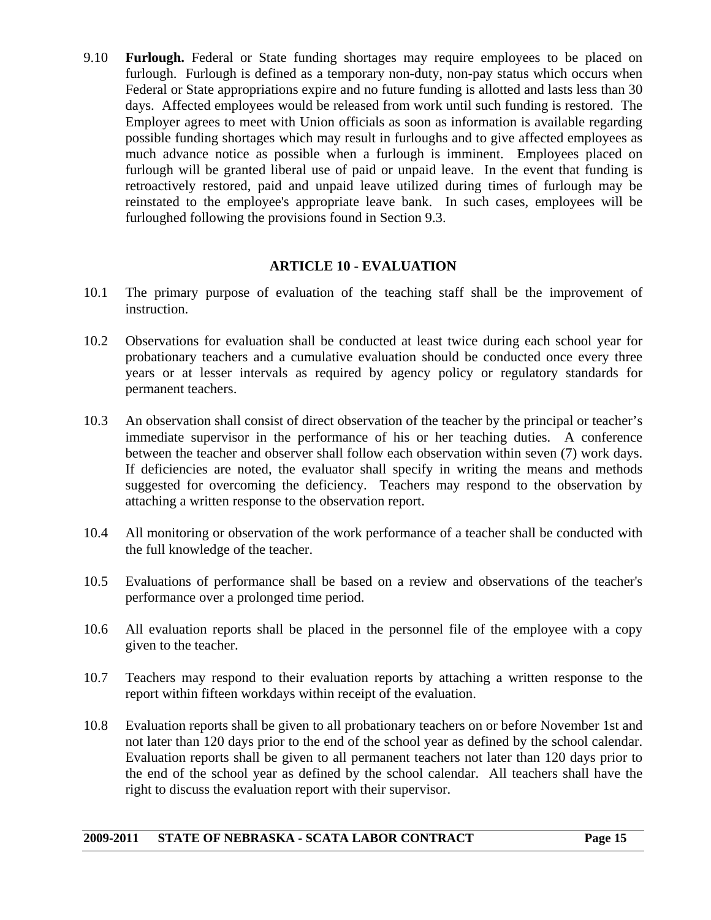9.10 **Furlough.** Federal or State funding shortages may require employees to be placed on furlough. Furlough is defined as a temporary non-duty, non-pay status which occurs when Federal or State appropriations expire and no future funding is allotted and lasts less than 30 days. Affected employees would be released from work until such funding is restored. The Employer agrees to meet with Union officials as soon as information is available regarding possible funding shortages which may result in furloughs and to give affected employees as much advance notice as possible when a furlough is imminent. Employees placed on furlough will be granted liberal use of paid or unpaid leave. In the event that funding is retroactively restored, paid and unpaid leave utilized during times of furlough may be reinstated to the employee's appropriate leave bank. In such cases, employees will be furloughed following the provisions found in Section 9.3.

## ARTICLE 10 - EVALUATION

10.1 The primary purpose of evaluation of the teaching staff shall be the improvement of instruction.

10.2 Observations for evaluation shall be conducted at least twice during each school year for probationary teachers and a cumulative evaluation should be conducted once every three years or at lesser intervals as required by agency policy or regulatory standards for permanent teachers.

10.3 An observation shall consist of direct observation of the teacher by the principal or teacher's immediate supervisor in the performance of his or her teaching duties. A conference between the teacher and observer shall follow each observation within seven (7) work days. If deficiencies are noted, the evaluator shall specify in writing the means and methods suggested for overcoming the deficiency. Teachers may respond to the observation by attaching a written response to the observation report.

10.4 All monitoring or observation of the work performance of a teacher shall be conducted with the full knowledge of the teacher.

10.5 Evaluations of performance shall be based on a review and observations of the teacher's performance over a prolonged time period.

10.6 All evaluation reports shall be placed in the personnel file of the employee with a copy given to the teacher.

10.7 Teachers may respond to their evaluation reports by attaching a written response to the report within fifteen workdays within receipt of the evaluation.

10.8 Evaluation reports shall be given to all probationary teachers on or before November 1st and not later than 120 days prior to the end of the school year as defined by the school calendar. Evaluation reports shall be given to all permanent teachers not later than 120 days prior to the end of the school year as defined by the school calendar. All teachers shall have the right to discuss the evaluation report with their supervisor.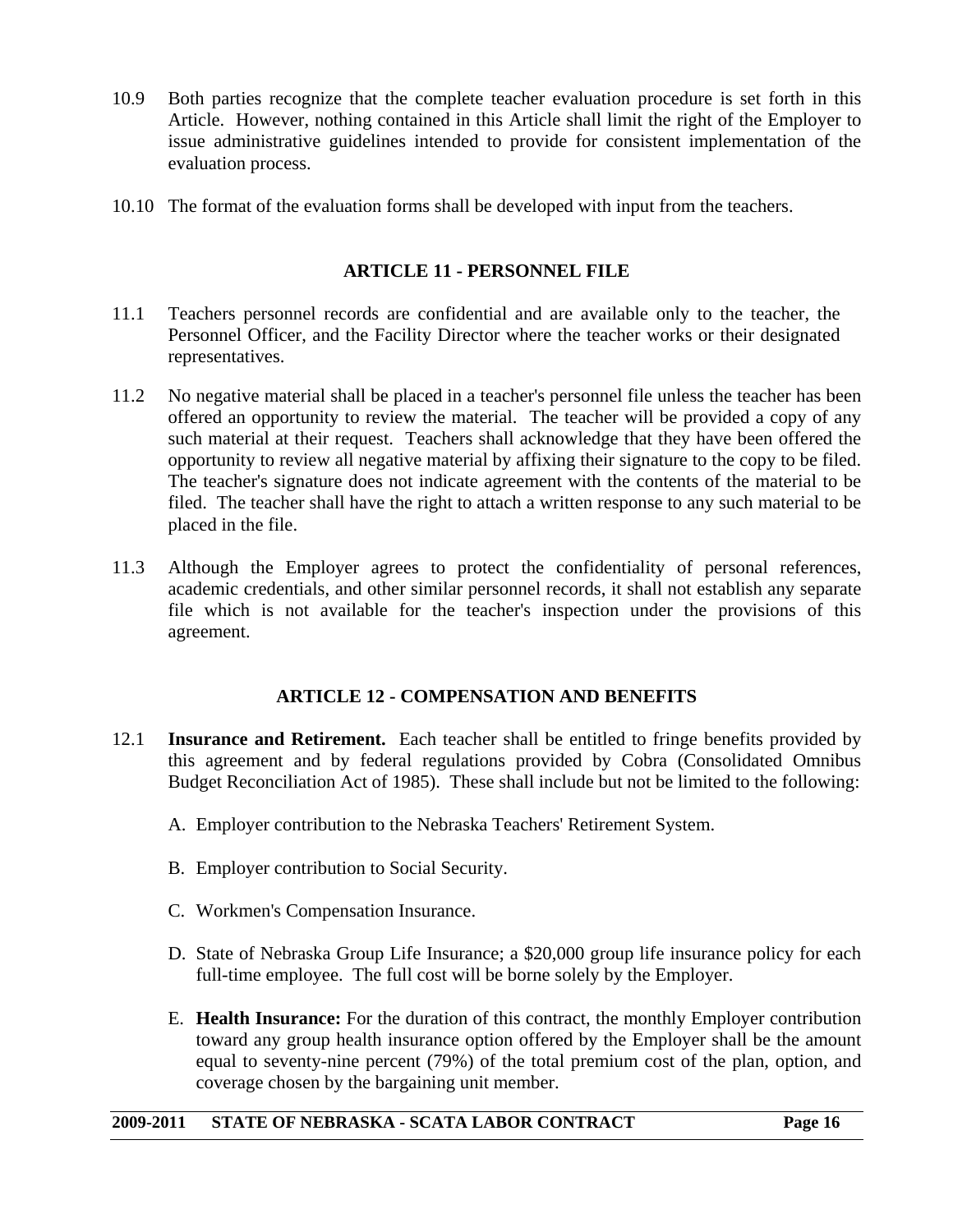10.9 Both parties recognize that the complete teacher evaluation procedure is set forth in this Article. However, nothing contained in this Article shall limit the right of the Employer to issue administrative guidelines intended to provide for consistent implementation of the evaluation process.

10.10 The format of the evaluation forms shall be developed with input from the teachers.

## ARTICLE 11 - PERSONNEL FILE

11.1 Teachers personnel records are confidential and are available only to the teacher, the Personnel Officer, and the Facility Director where the teacher works or their designated representatives.

11.2 No negative material shall be placed in a teacher's personnel file unless the teacher has been offered an opportunity to review the material. The teacher will be provided a copy of any such material at their request. Teachers shall acknowledge that they have been offered the opportunity to review all negative material by affixing their signature to the copy to be filed. The teacher's signature does not indicate agreement with the contents of the material to be filed. The teacher shall have the right to attach a written response to any such material to be placed in the file.

11.3 Although the Employer agrees to protect the confidentiality of personal references, academic credentials, and other similar personnel records, it shall not establish any separate file which is not available for the teacher's inspection under the provisions of this agreement.

## ARTICLE 12 - COMPENSATION AND BENEFITS

12.1 **Insurance and Retirement.** Each teacher shall be entitled to fringe benefits provided by this agreement and by federal regulations provided by Cobra (Consolidated Omnibus Budget Reconciliation Act of 1985). These shall include but not be limited to the following:

A. Employer contribution to the Nebraska Teachers' Retirement System.

B. Employer contribution to Social Security.

C. Workmen's Compensation Insurance.

D. State of Nebraska Group Life Insurance; a $20,000 group life insurance policy for each full-time employee. The full cost will be borne solely by the Employer.

E. **Health Insurance:** For the duration of this contract, the monthly Employer contribution toward any group health insurance option offered by the Employer shall be the amount equal to seventy-nine percent (79%) of the total premium cost of the plan, option, and coverage chosen by the bargaining unit member.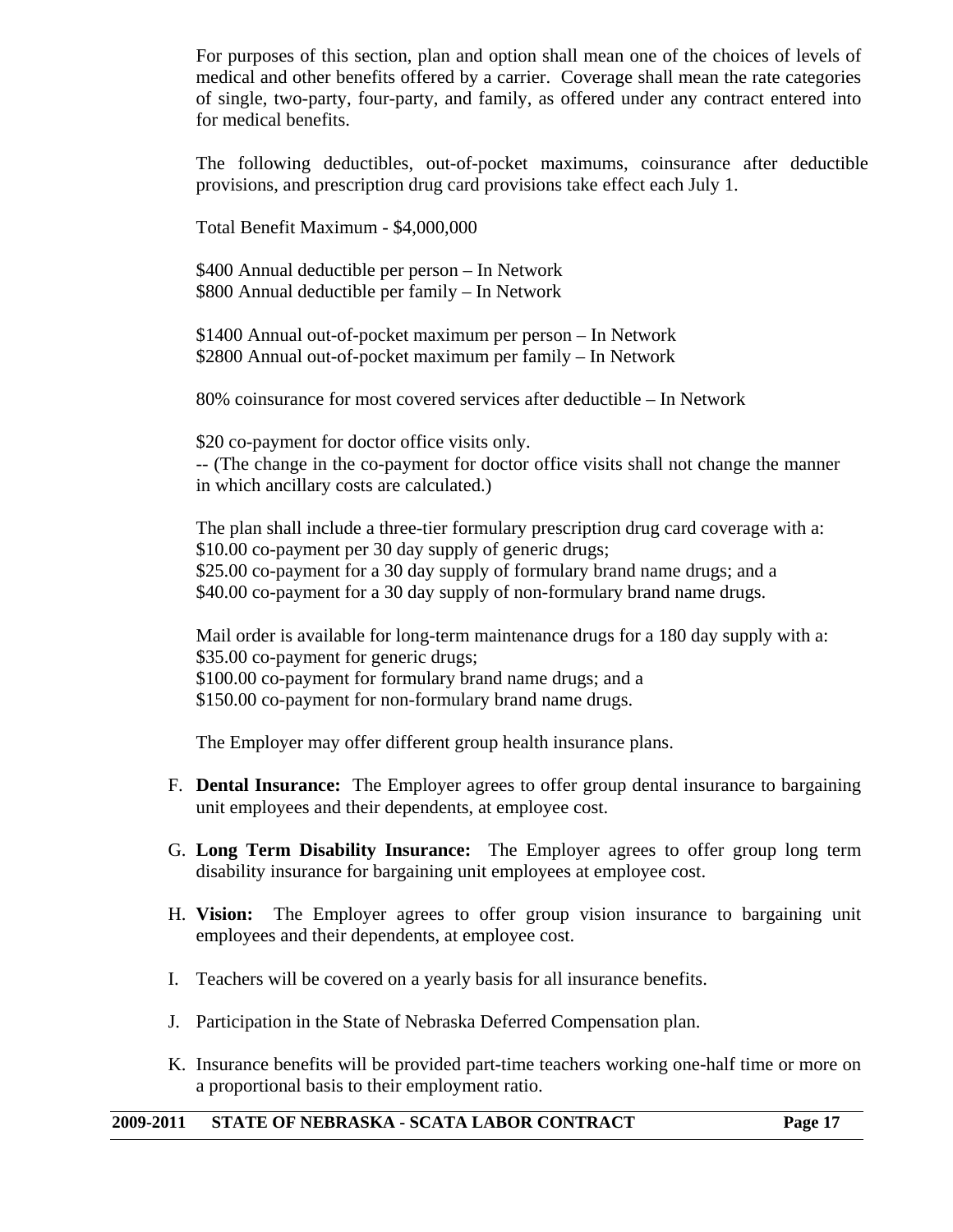For purposes of this section, plan and option shall mean one of the choices of levels of medical and other benefits offered by a carrier. Coverage shall mean the rate categories of single, two-party, four-party, and family, as offered under any contract entered into for medical benefits.

The following deductibles, out-of-pocket maximums, coinsurance after deductible provisions, and prescription drug card provisions take effect each July 1.

Total Benefit Maximum - $4,000,000

$400 Annual deductible per person – In Network
$800 Annual deductible per family – In Network

$1400 Annual out-of-pocket maximum per person – In Network
$2800 Annual out-of-pocket maximum per family – In Network

80% coinsurance for most covered services after deductible – In Network

$20 co-payment for doctor office visits only.
-- (The change in the co-payment for doctor office visits shall not change the manner in which ancillary costs are calculated.)

The plan shall include a three-tier formulary prescription drug card coverage with a:
$10.00 co-payment per 30 day supply of generic drugs;
$25.00 co-payment for a 30 day supply of formulary brand name drugs; and a
$40.00 co-payment for a 30 day supply of non-formulary brand name drugs.

Mail order is available for long-term maintenance drugs for a 180 day supply with a:
$35.00 co-payment for generic drugs;
$100.00 co-payment for formulary brand name drugs; and a
$150.00 co-payment for non-formulary brand name drugs.

The Employer may offer different group health insurance plans.

F. **Dental Insurance:** The Employer agrees to offer group dental insurance to bargaining unit employees and their dependents, at employee cost.

G. **Long Term Disability Insurance:** The Employer agrees to offer group long term disability insurance for bargaining unit employees at employee cost.

H. **Vision:** The Employer agrees to offer group vision insurance to bargaining unit employees and their dependents, at employee cost.

I. Teachers will be covered on a yearly basis for all insurance benefits.

J. Participation in the State of Nebraska Deferred Compensation plan.

K. Insurance benefits will be provided part-time teachers working one-half time or more on a proportional basis to their employment ratio.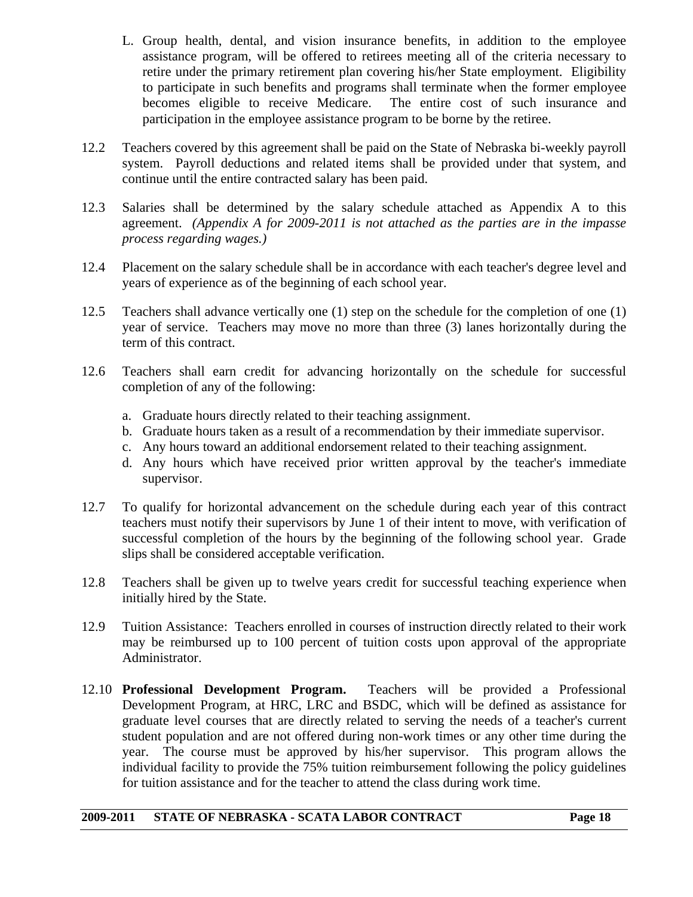L. Group health, dental, and vision insurance benefits, in addition to the employee assistance program, will be offered to retirees meeting all of the criteria necessary to retire under the primary retirement plan covering his/her State employment. Eligibility to participate in such benefits and programs shall terminate when the former employee becomes eligible to receive Medicare. The entire cost of such insurance and participation in the employee assistance program to be borne by the retiree.

12.2 Teachers covered by this agreement shall be paid on the State of Nebraska bi-weekly payroll system. Payroll deductions and related items shall be provided under that system, and continue until the entire contracted salary has been paid.

12.3 Salaries shall be determined by the salary schedule attached as Appendix A to this agreement. *(Appendix A for 2009-2011 is not attached as the parties are in the impasse process regarding wages.)*

12.4 Placement on the salary schedule shall be in accordance with each teacher's degree level and years of experience as of the beginning of each school year.

12.5 Teachers shall advance vertically one (1) step on the schedule for the completion of one (1) year of service. Teachers may move no more than three (3) lanes horizontally during the term of this contract.

12.6 Teachers shall earn credit for advancing horizontally on the schedule for successful completion of any of the following:

a. Graduate hours directly related to their teaching assignment.
b. Graduate hours taken as a result of a recommendation by their immediate supervisor.
c. Any hours toward an additional endorsement related to their teaching assignment.
d. Any hours which have received prior written approval by the teacher's immediate supervisor.

12.7 To qualify for horizontal advancement on the schedule during each year of this contract teachers must notify their supervisors by June 1 of their intent to move, with verification of successful completion of the hours by the beginning of the following school year. Grade slips shall be considered acceptable verification.

12.8 Teachers shall be given up to twelve years credit for successful teaching experience when initially hired by the State.

12.9 Tuition Assistance: Teachers enrolled in courses of instruction directly related to their work may be reimbursed up to 100 percent of tuition costs upon approval of the appropriate Administrator.

12.10 **Professional Development Program.** Teachers will be provided a Professional Development Program, at HRC, LRC and BSDC, which will be defined as assistance for graduate level courses that are directly related to serving the needs of a teacher's current student population and are not offered during non-work times or any other time during the year. The course must be approved by his/her supervisor. This program allows the individual facility to provide the 75% tuition reimbursement following the policy guidelines for tuition assistance and for the teacher to attend the class during work time.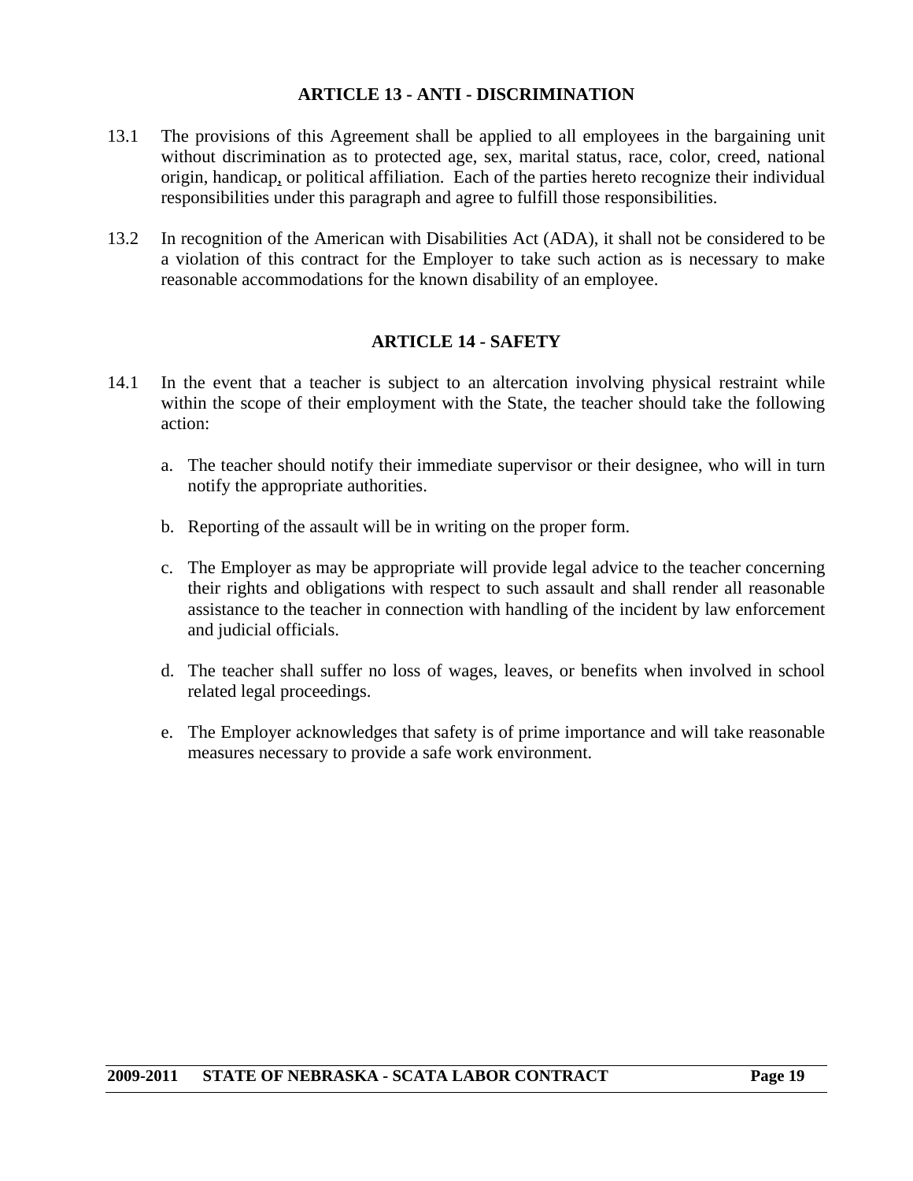## ARTICLE 13 - ANTI - DISCRIMINATION

13.1 The provisions of this Agreement shall be applied to all employees in the bargaining unit without discrimination as to protected age, sex, marital status, race, color, creed, national origin, handicap, or political affiliation. Each of the parties hereto recognize their individual responsibilities under this paragraph and agree to fulfill those responsibilities.

13.2 In recognition of the American with Disabilities Act (ADA), it shall not be considered to be a violation of this contract for the Employer to take such action as is necessary to make reasonable accommodations for the known disability of an employee.

## ARTICLE 14 - SAFETY

14.1 In the event that a teacher is subject to an altercation involving physical restraint while within the scope of their employment with the State, the teacher should take the following action:

a. The teacher should notify their immediate supervisor or their designee, who will in turn notify the appropriate authorities.

b. Reporting of the assault will be in writing on the proper form.

c. The Employer as may be appropriate will provide legal advice to the teacher concerning their rights and obligations with respect to such assault and shall render all reasonable assistance to the teacher in connection with handling of the incident by law enforcement and judicial officials.

d. The teacher shall suffer no loss of wages, leaves, or benefits when involved in school related legal proceedings.

e. The Employer acknowledges that safety is of prime importance and will take reasonable measures necessary to provide a safe work environment.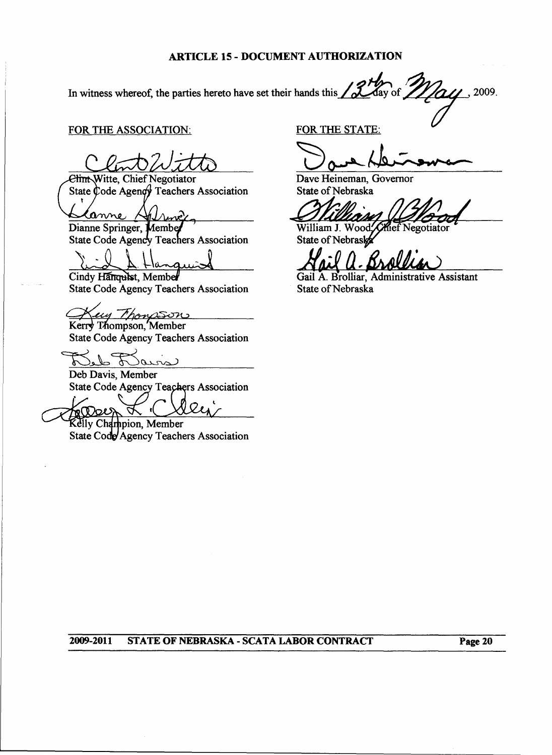## ARTICLE 15 - DOCUMENT AUTHORIZATION

In witness whereof, the parties hereto have set their hands this 12th day of May, 2009.

FOR THE ASSOCIATION:

Clint Witte, Chief Negotiator
State Code Agency Teachers Association

Dianne Springer, Member
State Code Agency Teachers Association

Cindy Hanquist, Member
State Code Agency Teachers Association

Kerry Thompson, Member
State Code Agency Teachers Association

Deb Davis, Member
State Code Agency Teachers Association

Kelly Champion, Member
State Code Agency Teachers Association

FOR THE STATE:

Dave Heineman, Governor
State of Nebraska

William J. Wood, Chief Negotiator
State of Nebraska

Gail A. Brolliar, Administrative Assistant
State of Nebraska

2009-2011 STATE OF NEBRASKA - SCATA LABOR CONTRACT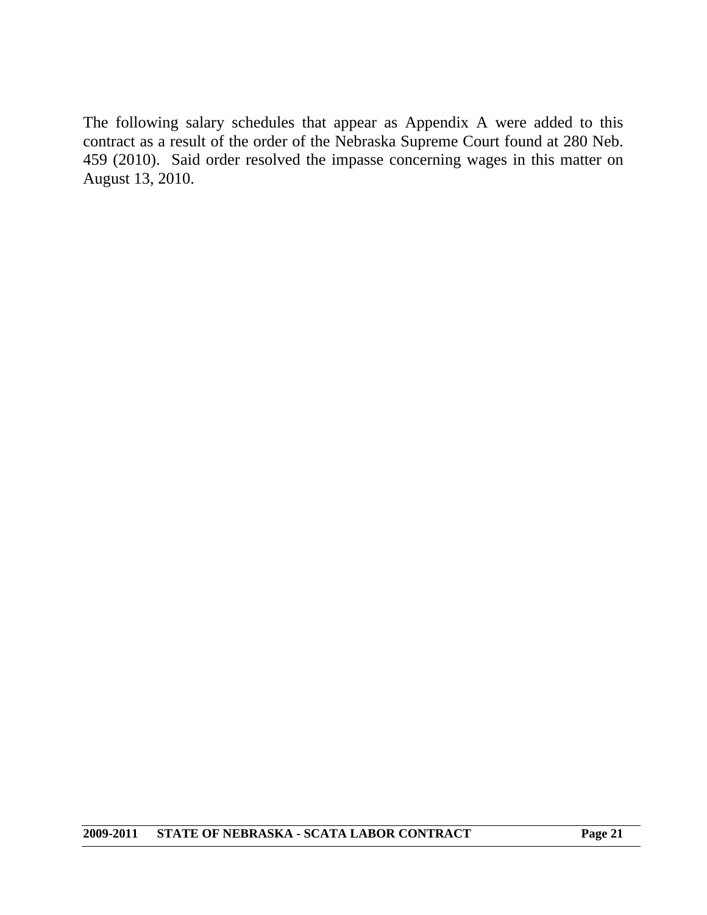The following salary schedules that appear as Appendix A were added to this contract as a result of the order of the Nebraska Supreme Court found at 280 Neb. 459 (2010). Said order resolved the impasse concerning wages in this matter on August 13, 2010.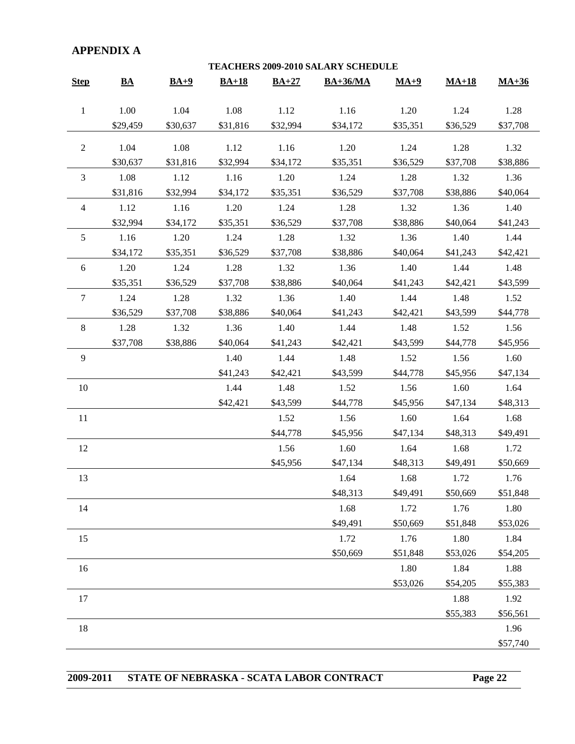## APPENDIX A

**TEACHERS 2009-2010 SALARY SCHEDULE**

| Step | BA | BA+9 | BA+18 | BA+27 | BA+36/MA | MA+9 | MA+18 | MA+36 |
|---|---|---|---|---|---|---|---|---|
| 1 | 1.00<br>$29,459 | 1.04<br>$30,637 | 1.08<br>$31,816 | 1.12<br>$32,994 | 1.16<br>$34,172 | 1.20<br>$35,351 | 1.24<br>$36,529 | 1.28<br>$37,708 |
| 2 | 1.04<br>$30,637 | 1.08<br>$31,816 | 1.12<br>$32,994 | 1.16<br>$34,172 | 1.20<br>$35,351 | 1.24<br>$36,529 | 1.28<br>$37,708 | 1.32<br>$38,886 |
| 3 | 1.08<br>$31,816 | 1.12<br>$32,994 | 1.16<br>$34,172 | 1.20<br>$35,351 | 1.24<br>$36,529 | 1.28<br>$37,708 | 1.32<br>$38,886 | 1.36<br>$40,064 |
| 4 | 1.12<br>$32,994 | 1.16<br>$34,172 | 1.20<br>$35,351 | 1.24<br>$36,529 | 1.28<br>$37,708 | 1.32<br>$38,886 | 1.36<br>$40,064 | 1.40<br>$41,243 |
| 5 | 1.16<br>$34,172 | 1.20<br>$35,351 | 1.24<br>$36,529 | 1.28<br>$37,708 | 1.32<br>$38,886 | 1.36<br>$40,064 | 1.40<br>$41,243 | 1.44<br>$42,421 |
| 6 | 1.20<br>$35,351 | 1.24<br>$36,529 | 1.28<br>$37,708 | 1.32<br>$38,886 | 1.36<br>$40,064 | 1.40<br>$41,243 | 1.44<br>$42,421 | 1.48<br>$43,599 |
| 7 | 1.24<br>$36,529 | 1.28<br>$37,708 | 1.32<br>$38,886 | 1.36<br>$40,064 | 1.40<br>$41,243 | 1.44<br>$42,421 | 1.48<br>$43,599 | 1.52<br>$44,778 |
| 8 | 1.28<br>$37,708 | 1.32<br>$38,886 | 1.36<br>$40,064 | 1.40<br>$41,243 | 1.44<br>$42,421 | 1.48<br>$43,599 | 1.52<br>$44,778 | 1.56<br>$45,956 |
| 9 | | | 1.40<br>$41,243 | 1.44<br>$42,421 | 1.48<br>$43,599 | 1.52<br>$44,778 | 1.56<br>$45,956 | 1.60<br>$47,134 |
| 10 | | | 1.44<br>$42,421 | 1.48<br>$43,599 | 1.52<br>$44,778 | 1.56<br>$45,956 | 1.60<br>$47,134 | 1.64<br>$48,313 |
| 11 | | | | 1.52<br>$44,778 | 1.56<br>$45,956 | 1.60<br>$47,134 | 1.64<br>$48,313 | 1.68<br>$49,491 |
| 12 | | | | 1.56<br>$45,956 | 1.60<br>$47,134 | 1.64<br>$48,313 | 1.68<br>$49,491 | 1.72<br>$50,669 |
| 13 | | | | | 1.64<br>$48,313 | 1.68<br>$49,491 | 1.72<br>$50,669 | 1.76<br>$51,848 |
| 14 | | | | | 1.68<br>$49,491 | 1.72<br>$50,669 | 1.76<br>$51,848 | 1.80<br>$53,026 |
| 15 | | | | | 1.72<br>$50,669 | 1.76<br>$51,848 | 1.80<br>$53,026 | 1.84<br>$54,205 |
| 16 | | | | | | 1.80<br>$53,026 | 1.84<br>$54,205 | 1.88<br>$55,383 |
| 17 | | | | | | | 1.88<br>$55,383 | 1.92<br>$56,561 |
| 18 | | | | | | | | 1.96<br>$57,740 |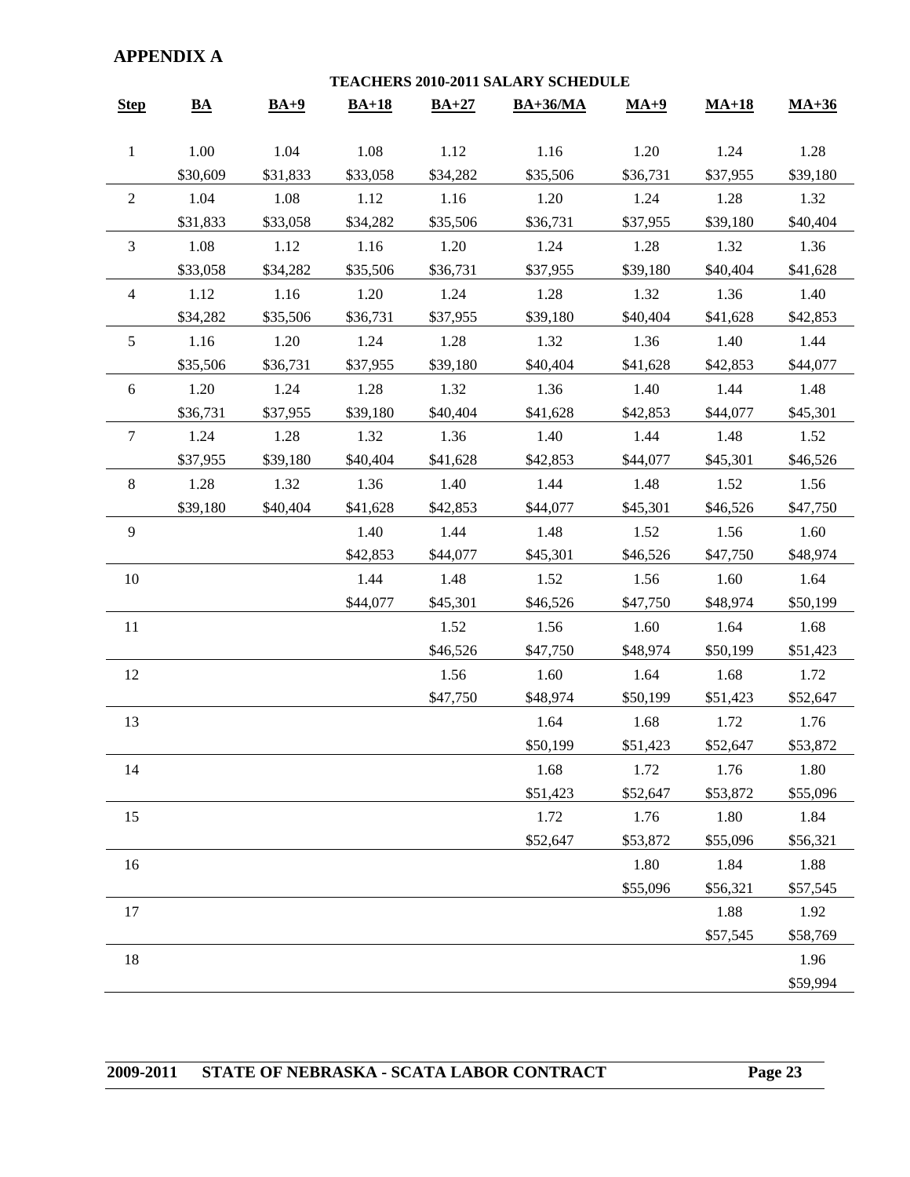## APPENDIX A

**TEACHERS 2010-2011 SALARY SCHEDULE**

| Step | BA | BA+9 | BA+18 | BA+27 | BA+36/MA | MA+9 | MA+18 | MA+36 |
|---|---|---|---|---|---|---|---|---|
| 1 | 1.00<br>$30,609 | 1.04<br>$31,833 | 1.08<br>$33,058 | 1.12<br>$34,282 | 1.16<br>$35,506 | 1.20<br>$36,731 | 1.24<br>$37,955 | 1.28<br>$39,180 |
| 2 | 1.04<br>$31,833 | 1.08<br>$33,058 | 1.12<br>$34,282 | 1.16<br>$35,506 | 1.20<br>$36,731 | 1.24<br>$37,955 | 1.28<br>$39,180 | 1.32<br>$40,404 |
| 3 | 1.08<br>$33,058 | 1.12<br>$34,282 | 1.16<br>$35,506 | 1.20<br>$36,731 | 1.24<br>$37,955 | 1.28<br>$39,180 | 1.32<br>$40,404 | 1.36<br>$41,628 |
| 4 | 1.12<br>$34,282 | 1.16<br>$35,506 | 1.20<br>$36,731 | 1.24<br>$37,955 | 1.28<br>$39,180 | 1.32<br>$40,404 | 1.36<br>$41,628 | 1.40<br>$42,853 |
| 5 | 1.16<br>$35,506 | 1.20<br>$36,731 | 1.24<br>$37,955 | 1.28<br>$39,180 | 1.32<br>$40,404 | 1.36<br>$41,628 | 1.40<br>$42,853 | 1.44<br>$44,077 |
| 6 | 1.20<br>$36,731 | 1.24<br>$37,955 | 1.28<br>$39,180 | 1.32<br>$40,404 | 1.36<br>$41,628 | 1.40<br>$42,853 | 1.44<br>$44,077 | 1.48<br>$45,301 |
| 7 | 1.24<br>$37,955 | 1.28<br>$39,180 | 1.32<br>$40,404 | 1.36<br>$41,628 | 1.40<br>$42,853 | 1.44<br>$44,077 | 1.48<br>$45,301 | 1.52<br>$46,526 |
| 8 | 1.28<br>$39,180 | 1.32<br>$40,404 | 1.36<br>$41,628 | 1.40<br>$42,853 | 1.44<br>$44,077 | 1.48<br>$45,301 | 1.52<br>$46,526 | 1.56<br>$47,750 |
| 9 | | | 1.40<br>$42,853 | 1.44<br>$44,077 | 1.48<br>$45,301 | 1.52<br>$46,526 | 1.56<br>$47,750 | 1.60<br>$48,974 |
| 10 | | | 1.44<br>$44,077 | 1.48<br>$45,301 | 1.52<br>$46,526 | 1.56<br>$47,750 | 1.60<br>$48,974 | 1.64<br>$50,199 |
| 11 | | | | 1.52<br>$46,526 | 1.56<br>$47,750 | 1.60<br>$48,974 | 1.64<br>$50,199 | 1.68<br>$51,423 |
| 12 | | | | 1.56<br>$47,750 | 1.60<br>$48,974 | 1.64<br>$50,199 | 1.68<br>$51,423 | 1.72<br>$52,647 |
| 13 | | | | | 1.64<br>$50,199 | 1.68<br>$51,423 | 1.72<br>$52,647 | 1.76<br>$53,872 |
| 14 | | | | | 1.68<br>$51,423 | 1.72<br>$52,647 | 1.76<br>$53,872 | 1.80<br>$55,096 |
| 15 | | | | | 1.72<br>$52,647 | 1.76<br>$53,872 | 1.80<br>$55,096 | 1.84<br>$56,321 |
| 16 | | | | | | 1.80<br>$55,096 | 1.84<br>$56,321 | 1.88<br>$57,545 |
| 17 | | | | | | | 1.88<br>$57,545 | 1.92<br>$58,769 |
| 18 | | | | | | | | 1.96<br>$59,994 |